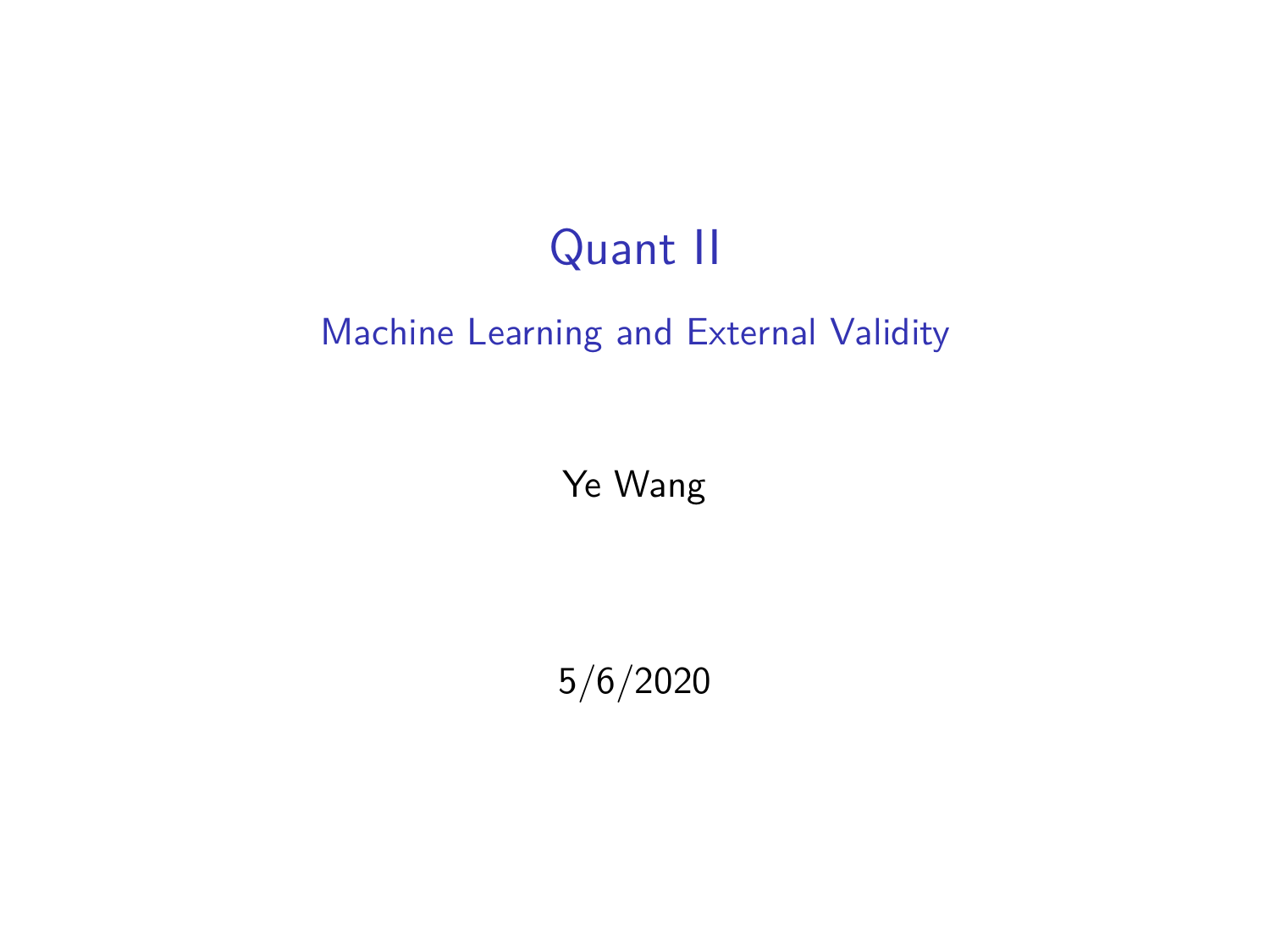# Quant II

## Machine Learning and External Validity

Ye Wang

5/6/2020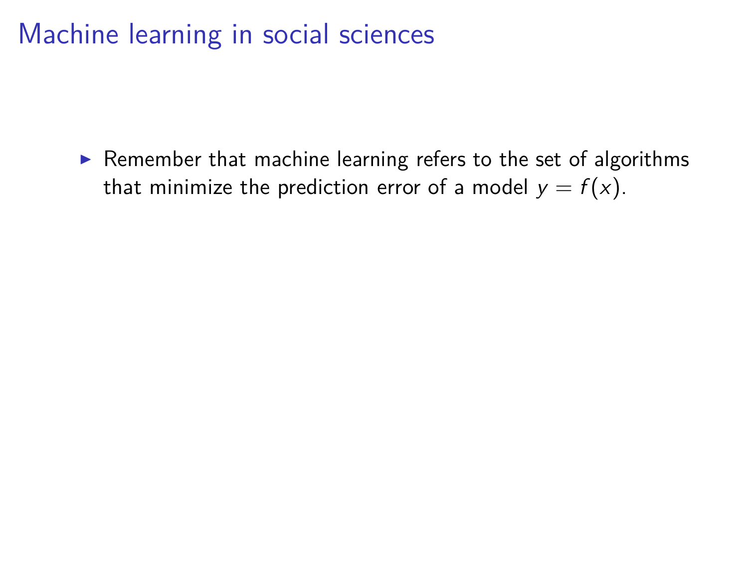# Machine learning in social sciences

- Remember that machine learning refers to the set of algorithms that minimize the prediction error of a model $y = f(x)$.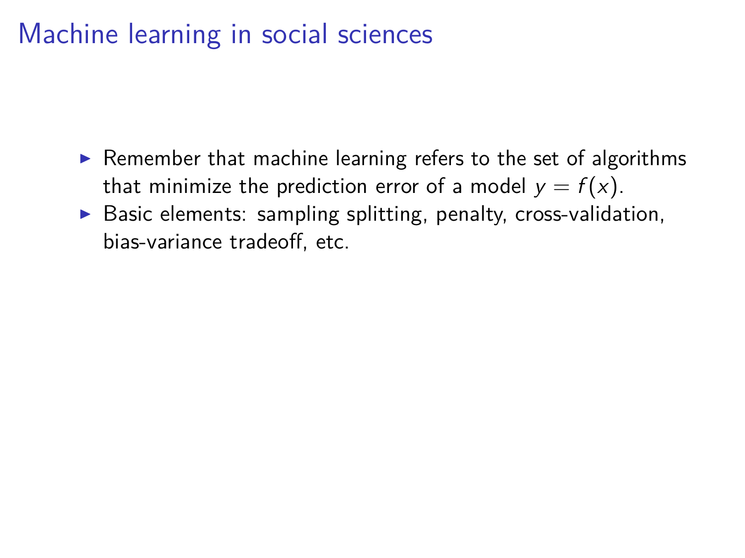# Machine learning in social sciences

- Remember that machine learning refers to the set of algorithms that minimize the prediction error of a model $y = f(x)$.
- Basic elements: sampling splitting, penalty, cross-validation, bias-variance tradeoff, etc.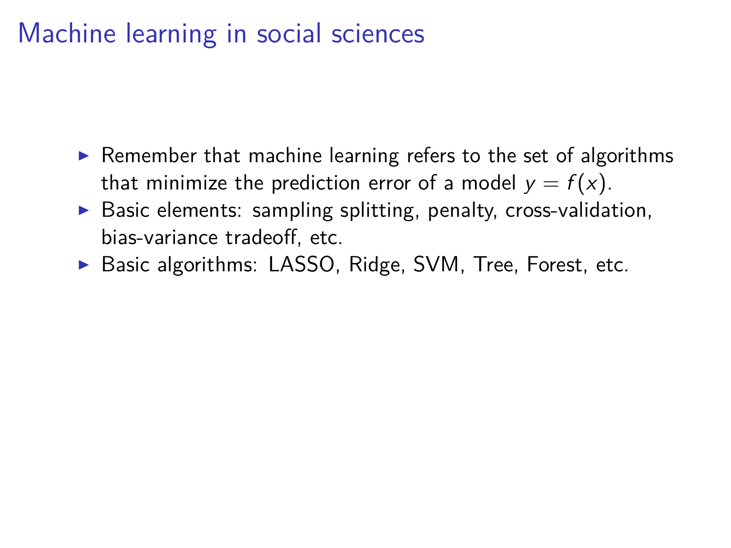# Machine learning in social sciences

- Remember that machine learning refers to the set of algorithms that minimize the prediction error of a model $y = f(x)$.
- Basic elements: sampling splitting, penalty, cross-validation, bias-variance tradeoff, etc.
- Basic algorithms: LASSO, Ridge, SVM, Tree, Forest, etc.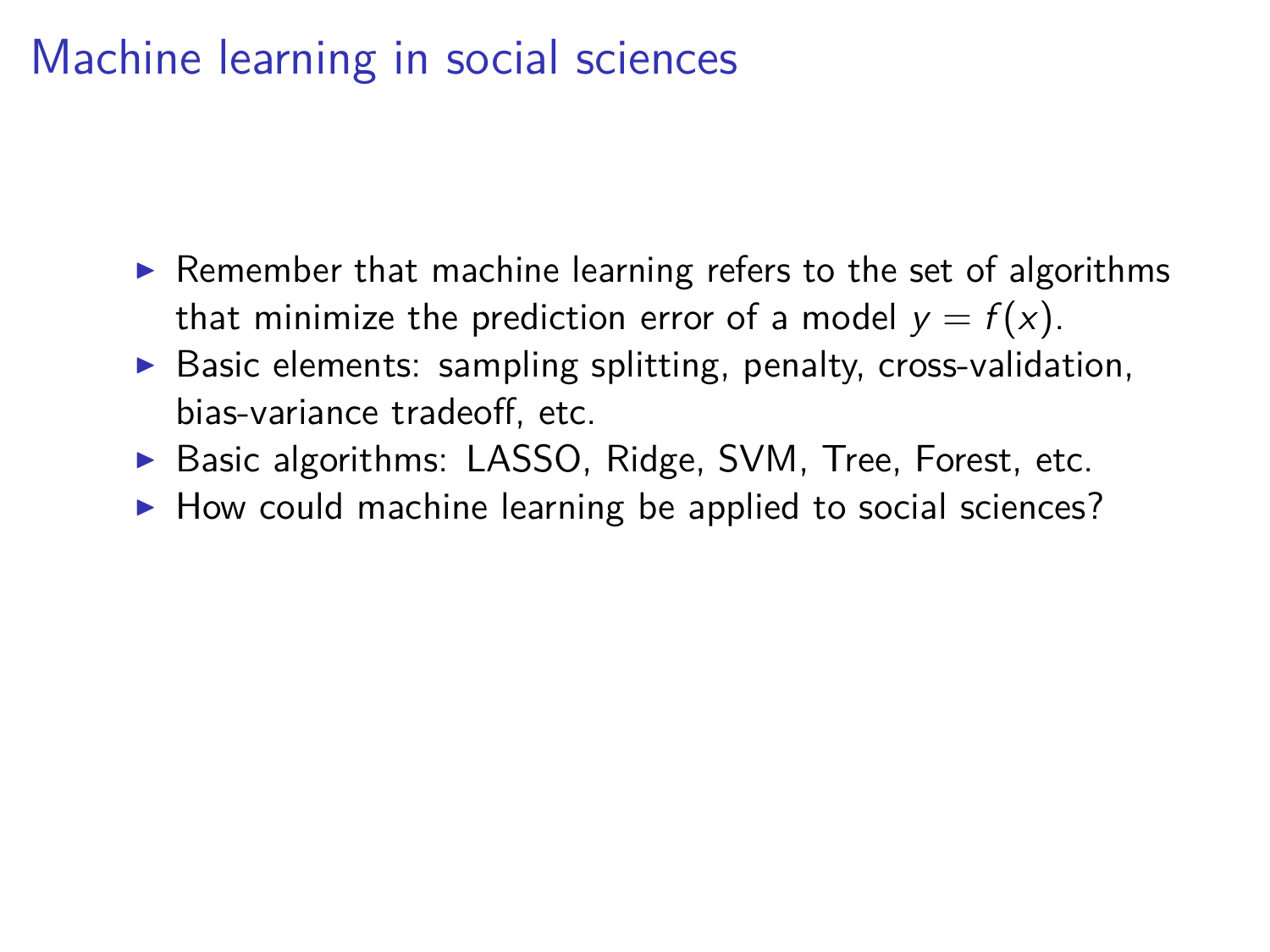# Machine learning in social sciences

- Remember that machine learning refers to the set of algorithms that minimize the prediction error of a model $y = f(x)$.
- Basic elements: sampling splitting, penalty, cross-validation, bias-variance tradeoff, etc.
- Basic algorithms: LASSO, Ridge, SVM, Tree, Forest, etc.
- How could machine learning be applied to social sciences?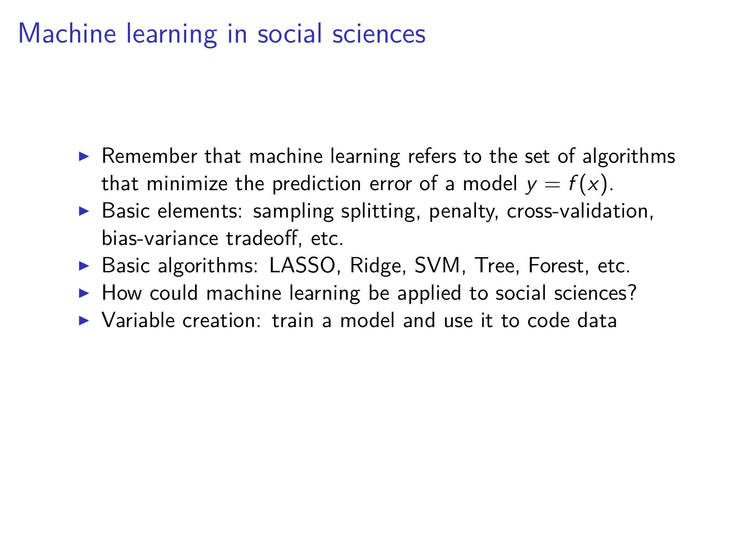# Machine learning in social sciences

- Remember that machine learning refers to the set of algorithms that minimize the prediction error of a model $y = f(x)$.
- Basic elements: sampling splitting, penalty, cross-validation, bias-variance tradeoff, etc.
- Basic algorithms: LASSO, Ridge, SVM, Tree, Forest, etc.
- How could machine learning be applied to social sciences?
- Variable creation: train a model and use it to code data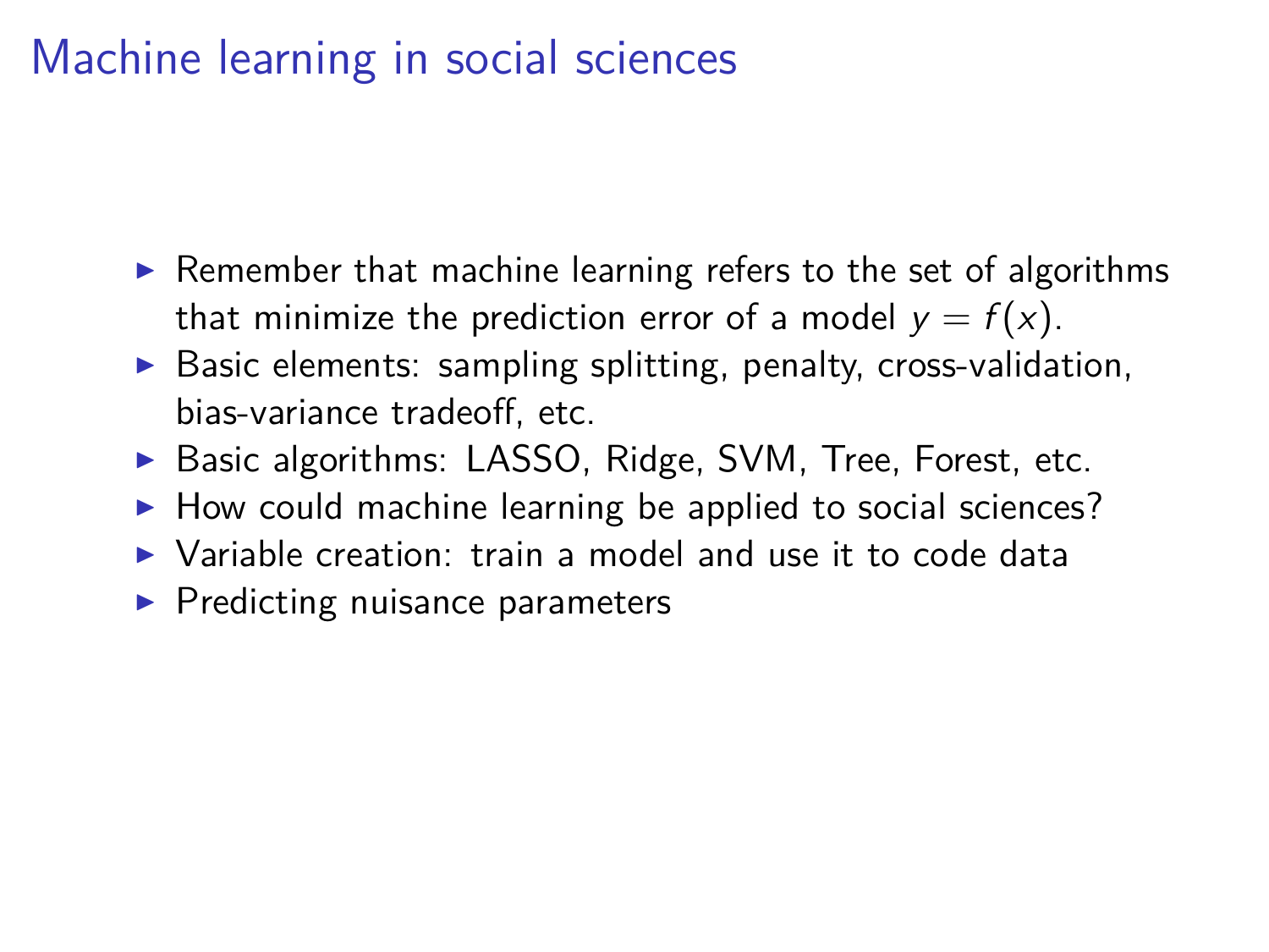# Machine learning in social sciences

- Remember that machine learning refers to the set of algorithms that minimize the prediction error of a model $y = f(x)$.
- Basic elements: sampling splitting, penalty, cross-validation, bias-variance tradeoff, etc.
- Basic algorithms: LASSO, Ridge, SVM, Tree, Forest, etc.
- How could machine learning be applied to social sciences?
- Variable creation: train a model and use it to code data
- Predicting nuisance parameters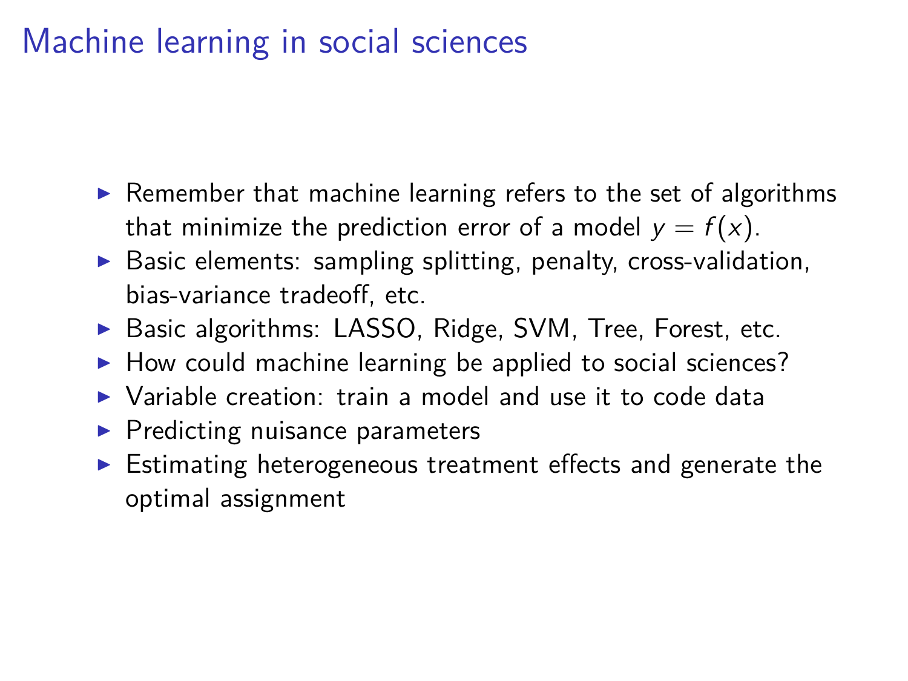# Machine learning in social sciences

- Remember that machine learning refers to the set of algorithms that minimize the prediction error of a model $y = f(x)$.
- Basic elements: sampling splitting, penalty, cross-validation, bias-variance tradeoff, etc.
- Basic algorithms: LASSO, Ridge, SVM, Tree, Forest, etc.
- How could machine learning be applied to social sciences?
- Variable creation: train a model and use it to code data
- Predicting nuisance parameters
- Estimating heterogeneous treatment effects and generate the optimal assignment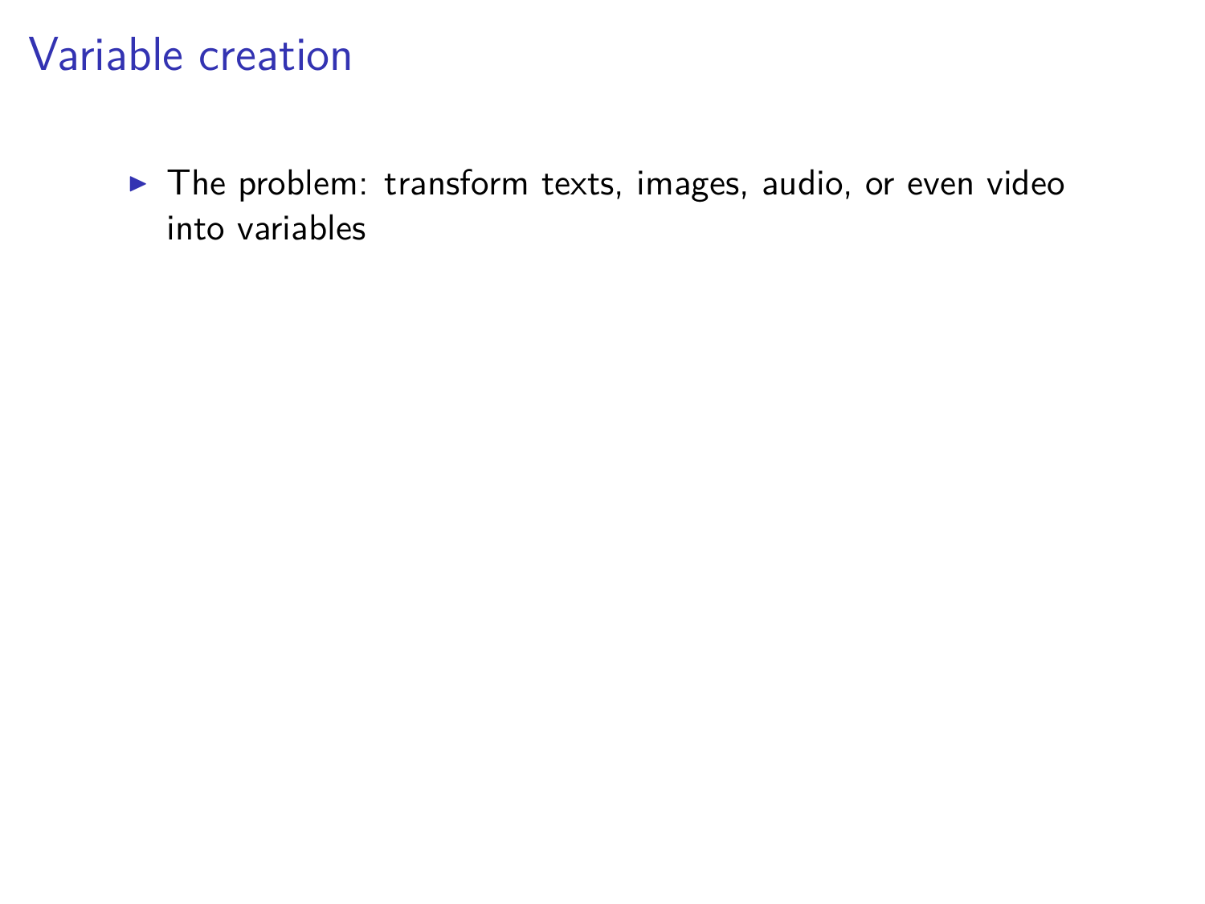# Variable creation

- The problem: transform texts, images, audio, or even video into variables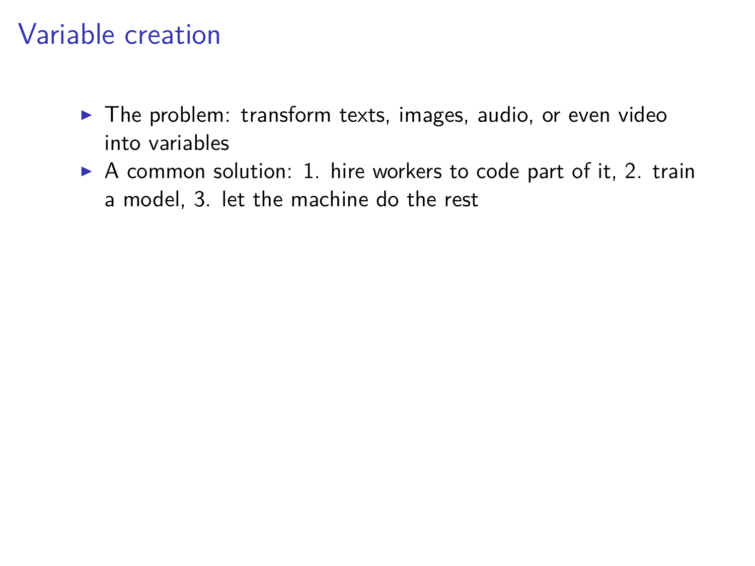# Variable creation

- The problem: transform texts, images, audio, or even video into variables
- A common solution: 1. hire workers to code part of it, 2. train a model, 3. let the machine do the rest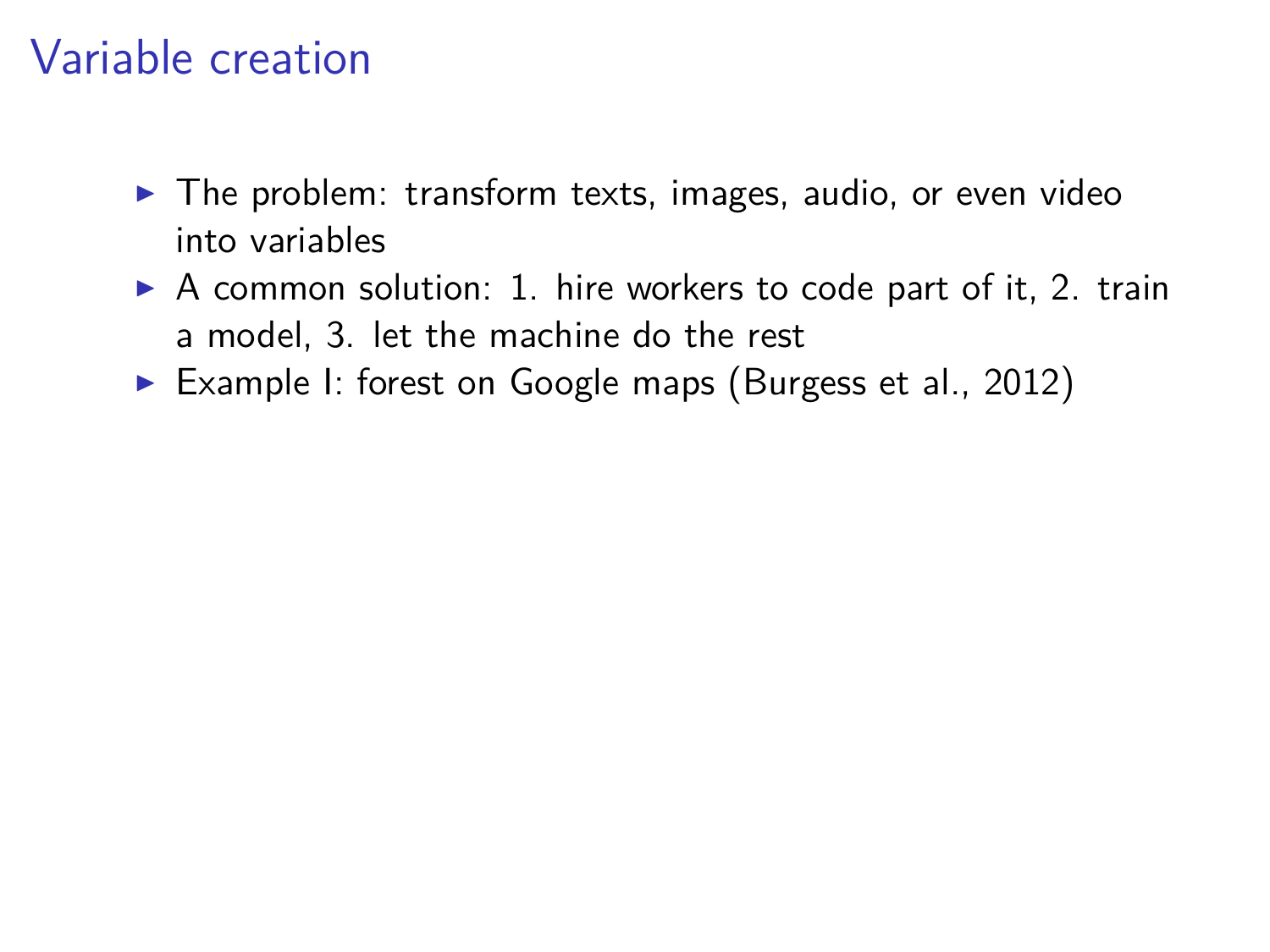# Variable creation

- The problem: transform texts, images, audio, or even video into variables
- A common solution: 1. hire workers to code part of it, 2. train a model, 3. let the machine do the rest
- Example I: forest on Google maps (Burgess et al., 2012)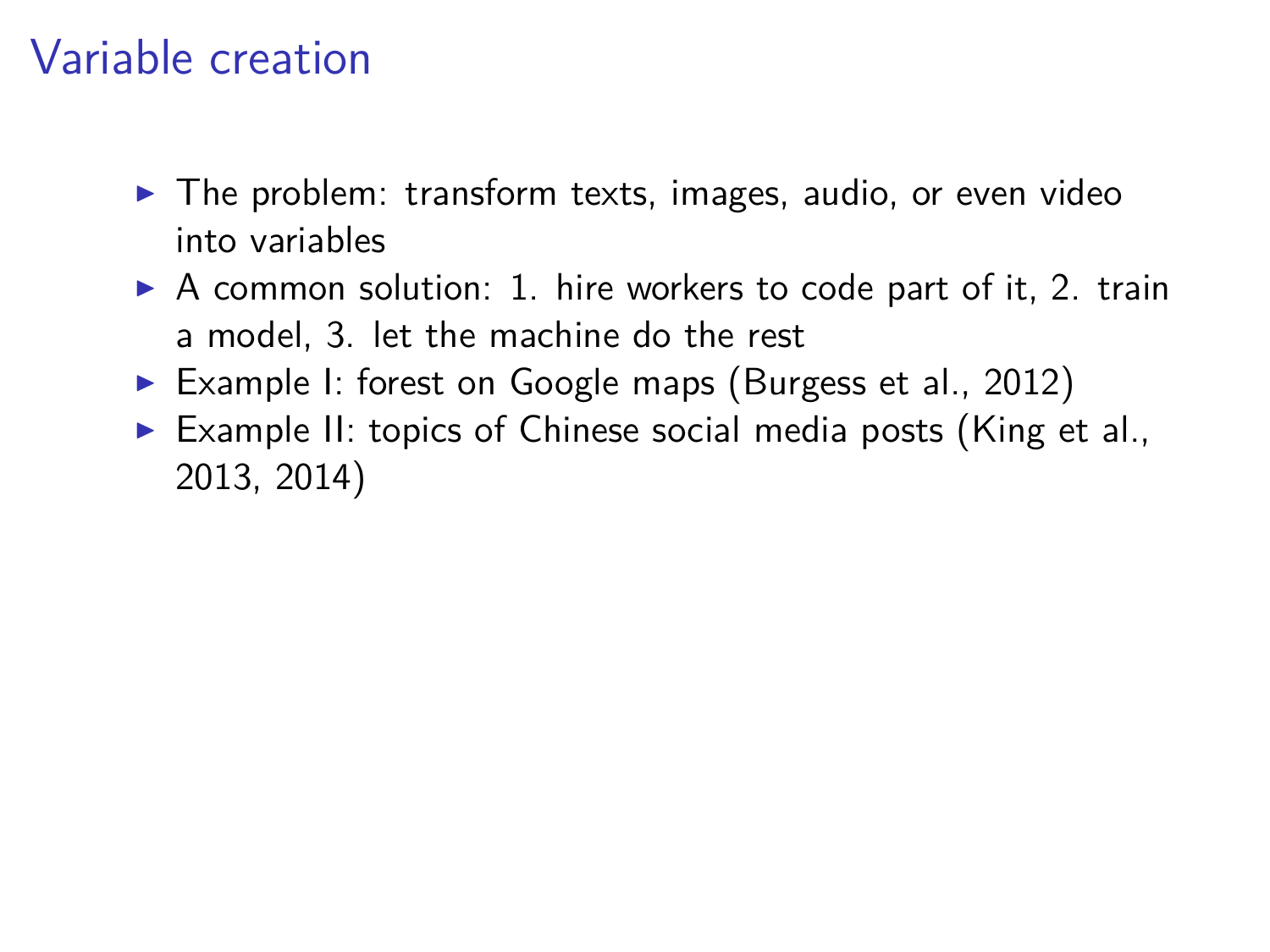# Variable creation

- The problem: transform texts, images, audio, or even video into variables
- A common solution: 1. hire workers to code part of it, 2. train a model, 3. let the machine do the rest
- Example I: forest on Google maps (Burgess et al., 2012)
- Example II: topics of Chinese social media posts (King et al., 2013, 2014)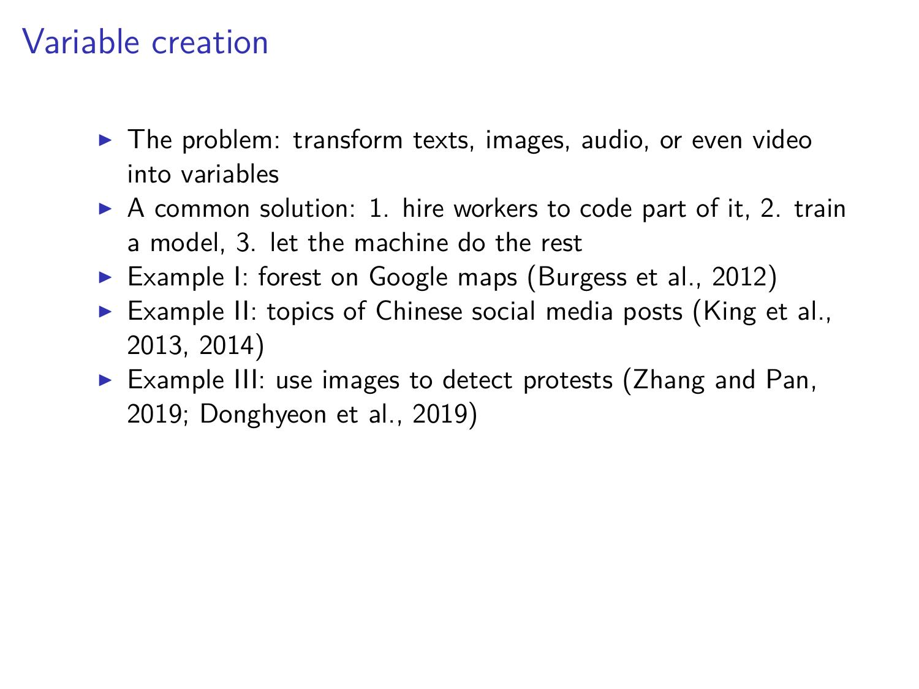# Variable creation

- The problem: transform texts, images, audio, or even video into variables
- A common solution: 1. hire workers to code part of it, 2. train a model, 3. let the machine do the rest
- Example I: forest on Google maps (Burgess et al., 2012)
- Example II: topics of Chinese social media posts (King et al., 2013, 2014)
- Example III: use images to detect protests (Zhang and Pan, 2019; Donghyeon et al., 2019)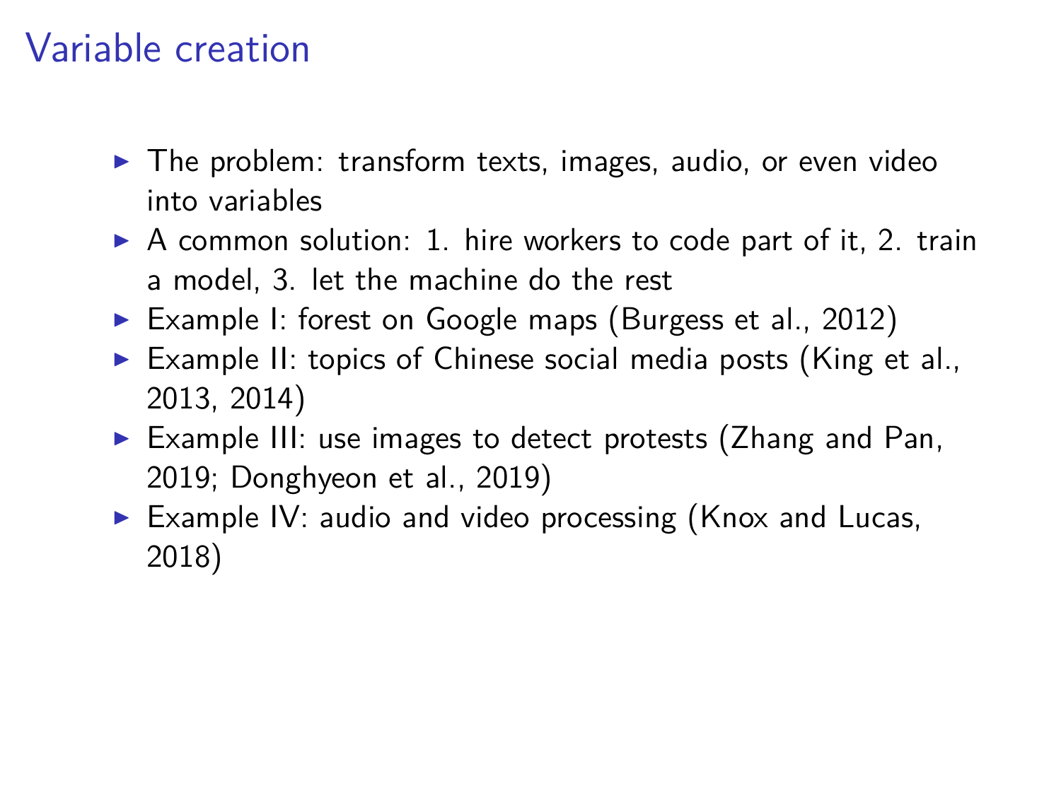# Variable creation

- The problem: transform texts, images, audio, or even video into variables
- A common solution: 1. hire workers to code part of it, 2. train a model, 3. let the machine do the rest
- Example I: forest on Google maps (Burgess et al., 2012)
- Example II: topics of Chinese social media posts (King et al., 2013, 2014)
- Example III: use images to detect protests (Zhang and Pan, 2019; Donghyeon et al., 2019)
- Example IV: audio and video processing (Knox and Lucas, 2018)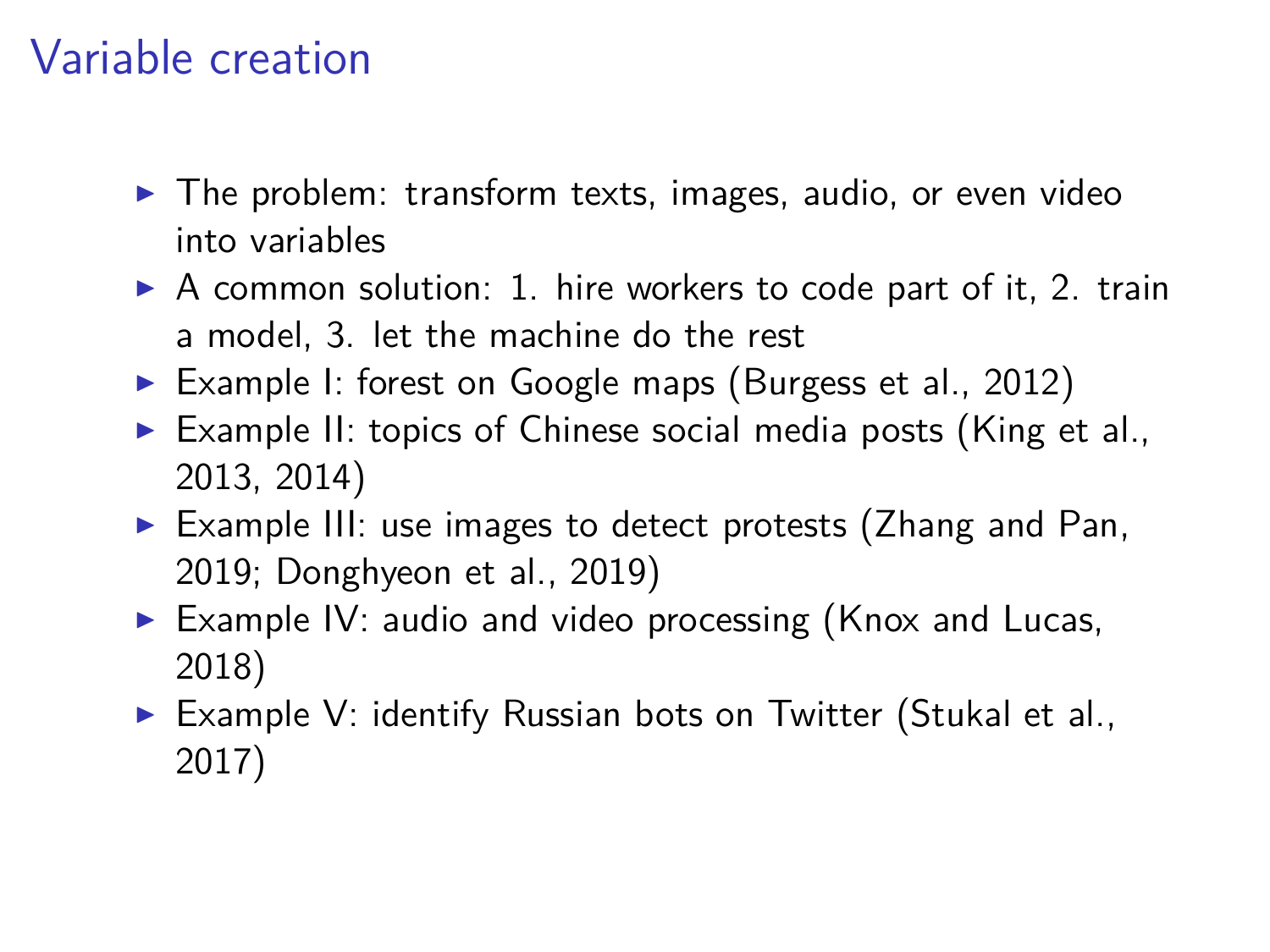# Variable creation

- The problem: transform texts, images, audio, or even video into variables
- A common solution: 1. hire workers to code part of it, 2. train a model, 3. let the machine do the rest
- Example I: forest on Google maps (Burgess et al., 2012)
- Example II: topics of Chinese social media posts (King et al., 2013, 2014)
- Example III: use images to detect protests (Zhang and Pan, 2019; Donghyeon et al., 2019)
- Example IV: audio and video processing (Knox and Lucas, 2018)
- Example V: identify Russian bots on Twitter (Stukal et al., 2017)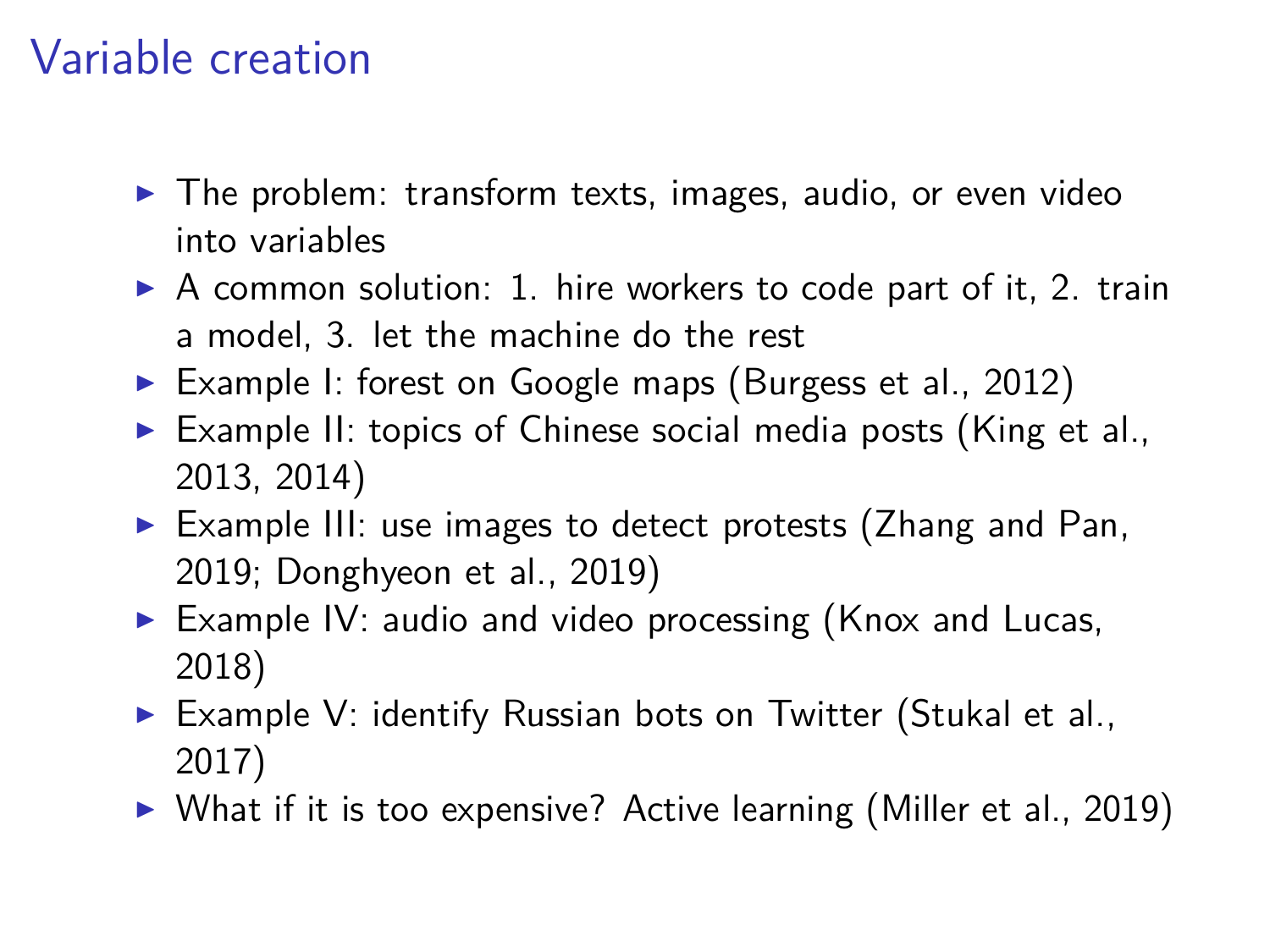# Variable creation

- The problem: transform texts, images, audio, or even video into variables
- A common solution: 1. hire workers to code part of it, 2. train a model, 3. let the machine do the rest
- Example I: forest on Google maps (Burgess et al., 2012)
- Example II: topics of Chinese social media posts (King et al., 2013, 2014)
- Example III: use images to detect protests (Zhang and Pan, 2019; Donghyeon et al., 2019)
- Example IV: audio and video processing (Knox and Lucas, 2018)
- Example V: identify Russian bots on Twitter (Stukal et al., 2017)
- What if it is too expensive? Active learning (Miller et al., 2019)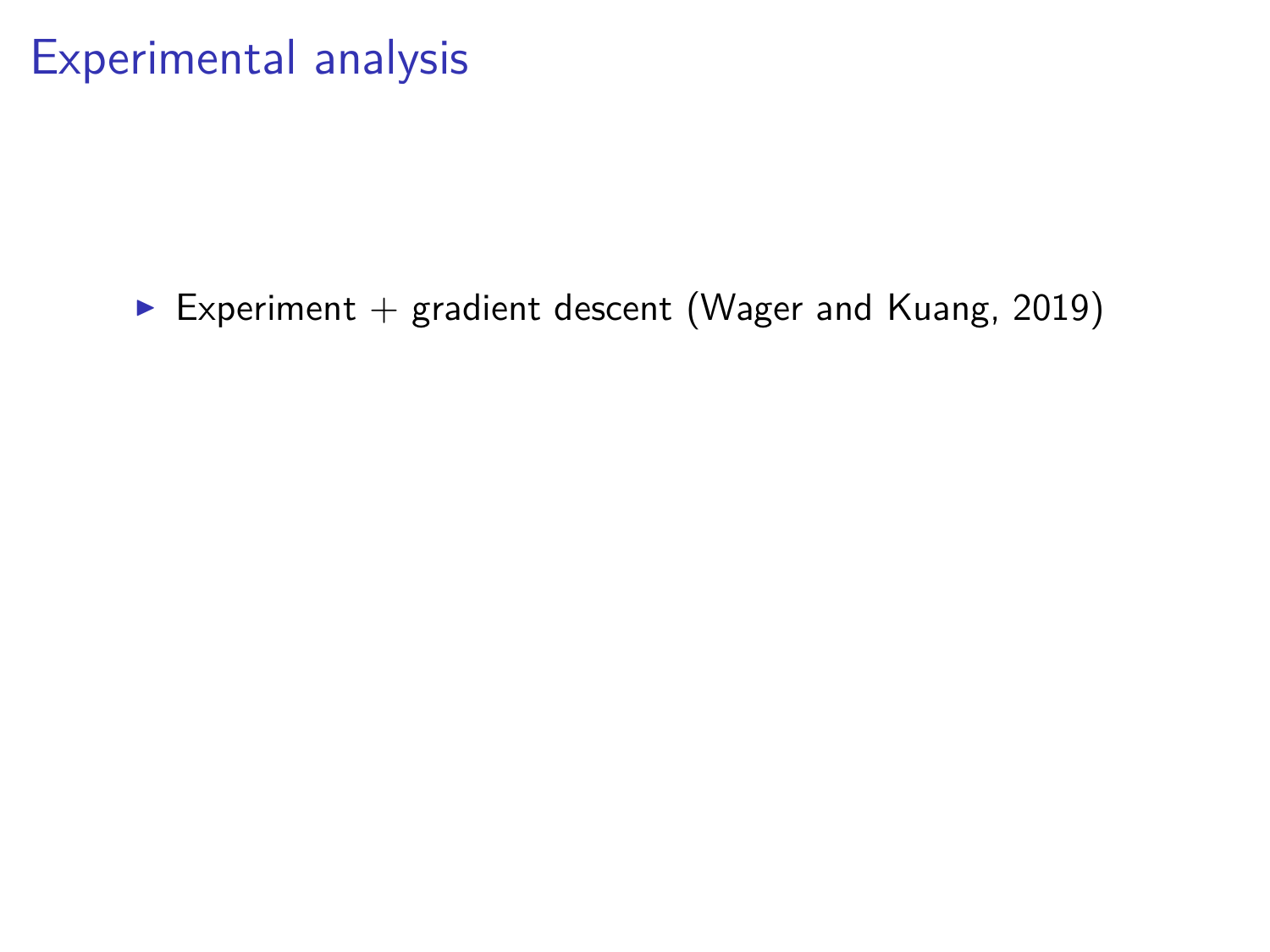# Experimental analysis

- Experiment + gradient descent (Wager and Kuang, 2019)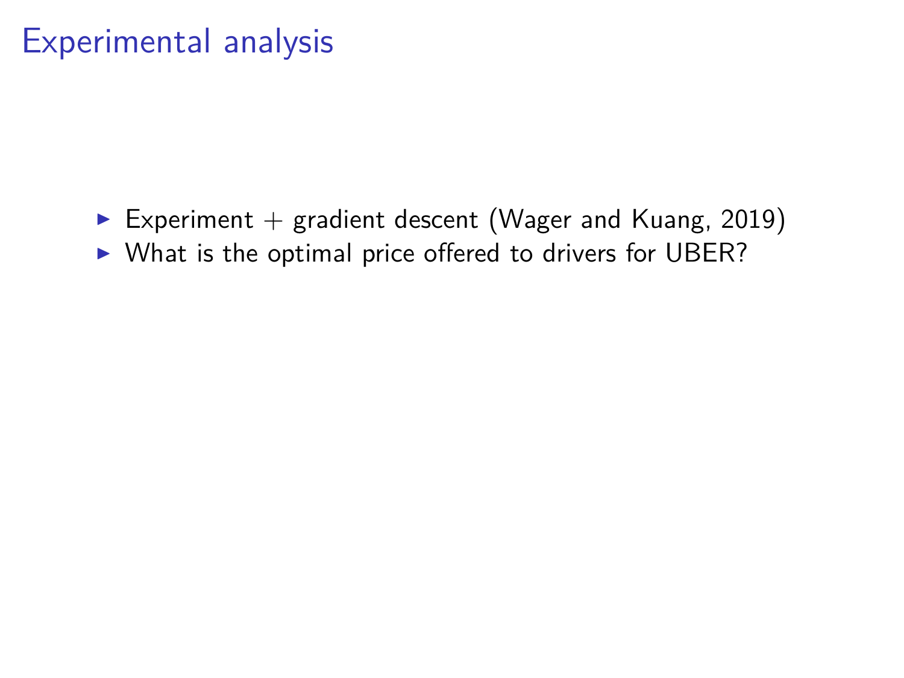# Experimental analysis

- Experiment + gradient descent (Wager and Kuang, 2019)
- What is the optimal price offered to drivers for UBER?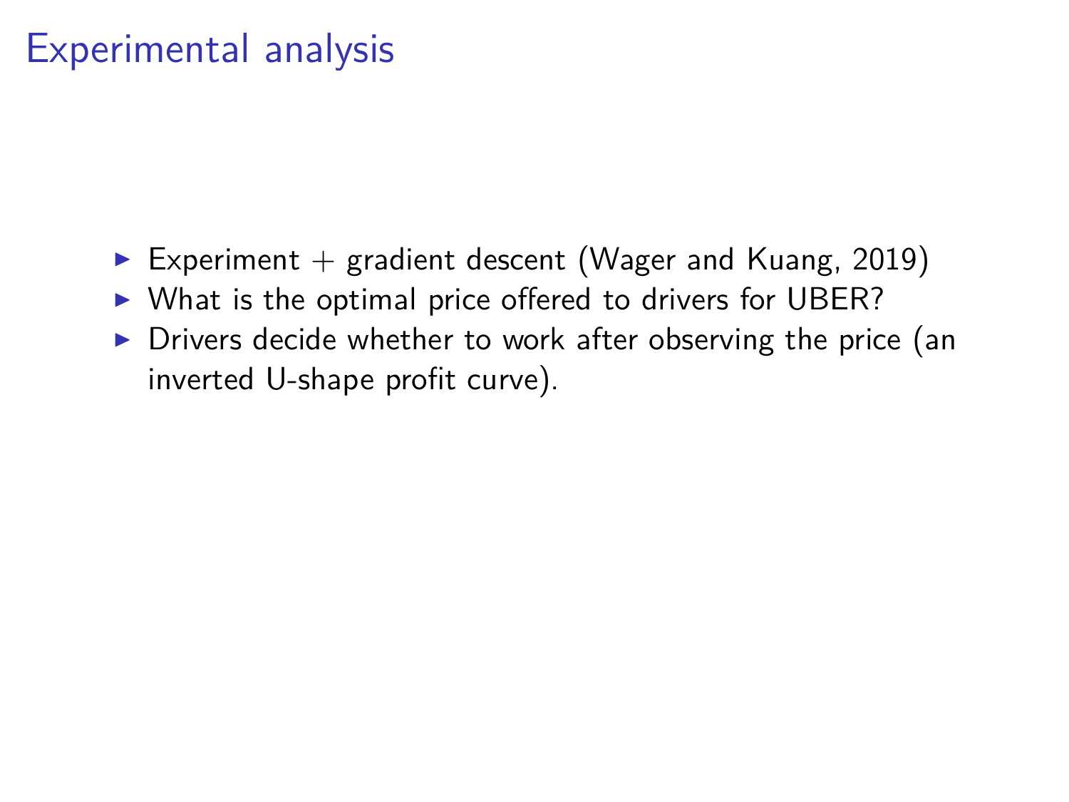# Experimental analysis

- Experiment + gradient descent (Wager and Kuang, 2019)
- What is the optimal price offered to drivers for UBER?
- Drivers decide whether to work after observing the price (an inverted U-shape profit curve).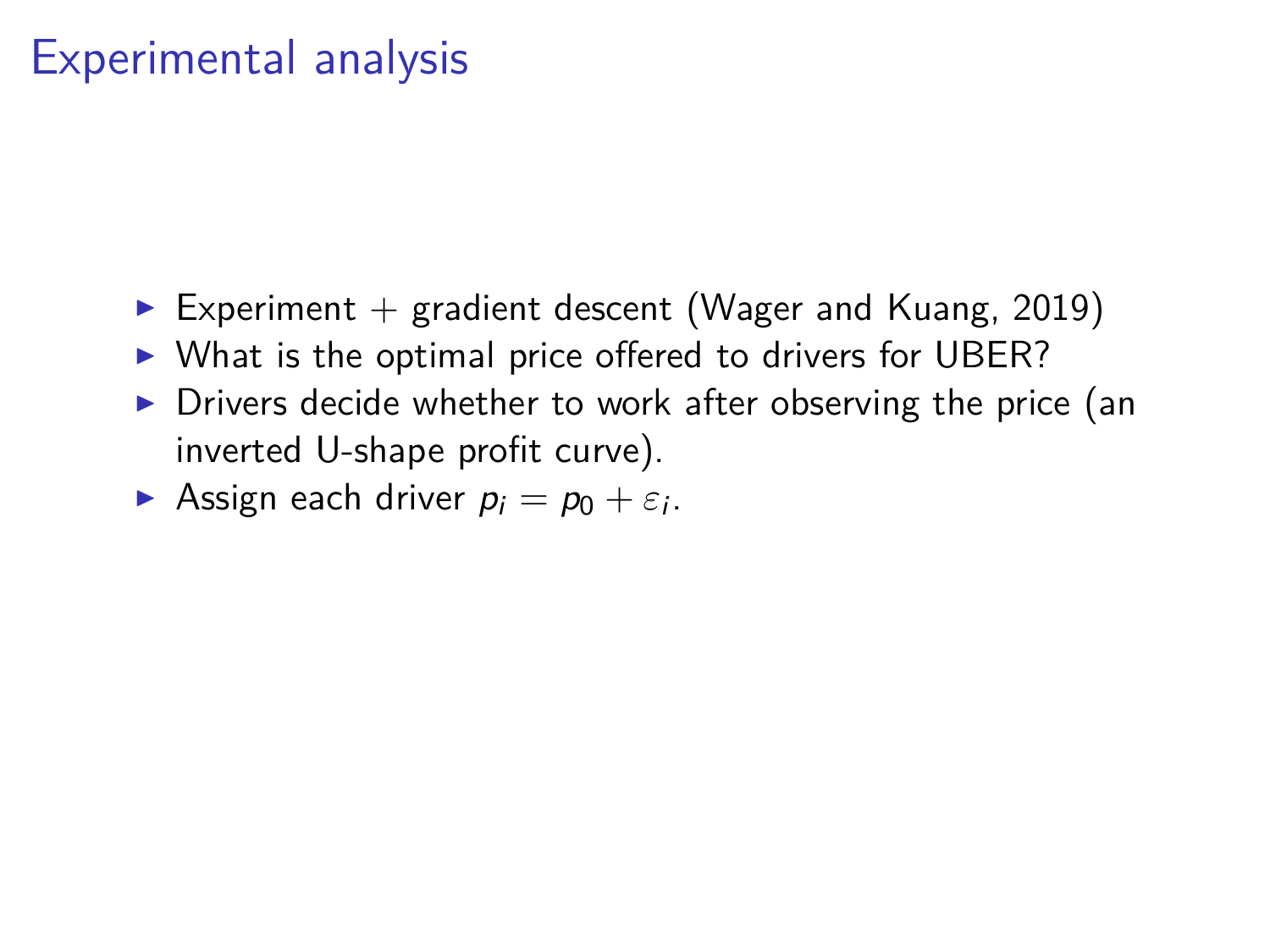# Experimental analysis

- Experiment + gradient descent (Wager and Kuang, 2019)
- What is the optimal price offered to drivers for UBER?
- Drivers decide whether to work after observing the price (an inverted U-shape profit curve).
- Assign each driver $p_i = p_0 + \varepsilon_i$.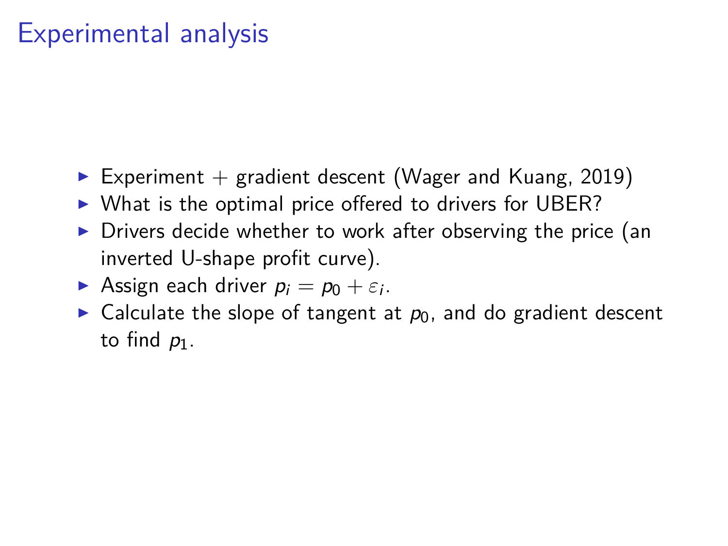# Experimental analysis

- Experiment + gradient descent (Wager and Kuang, 2019)
- What is the optimal price offered to drivers for UBER?
- Drivers decide whether to work after observing the price (an inverted U-shape profit curve).
- Assign each driver $p_i = p_0 + \varepsilon_i$.
- Calculate the slope of tangent at $p_0$, and do gradient descent to find $p_1$.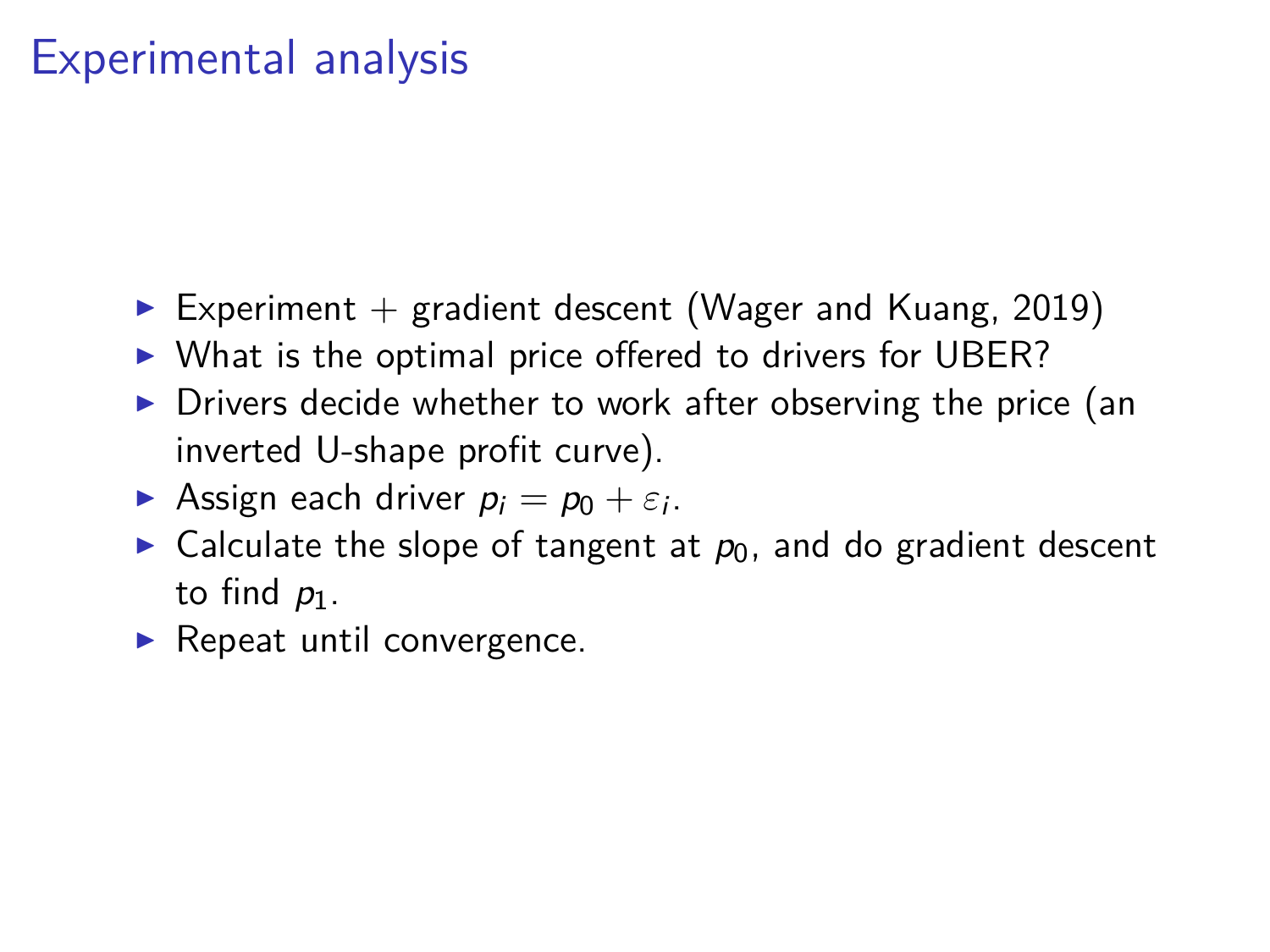# Experimental analysis

- Experiment + gradient descent (Wager and Kuang, 2019)
- What is the optimal price offered to drivers for UBER?
- Drivers decide whether to work after observing the price (an inverted U-shape profit curve).
- Assign each driver $p_i = p_0 + \varepsilon_i$.
- Calculate the slope of tangent at $p_0$, and do gradient descent to find $p_1$.
- Repeat until convergence.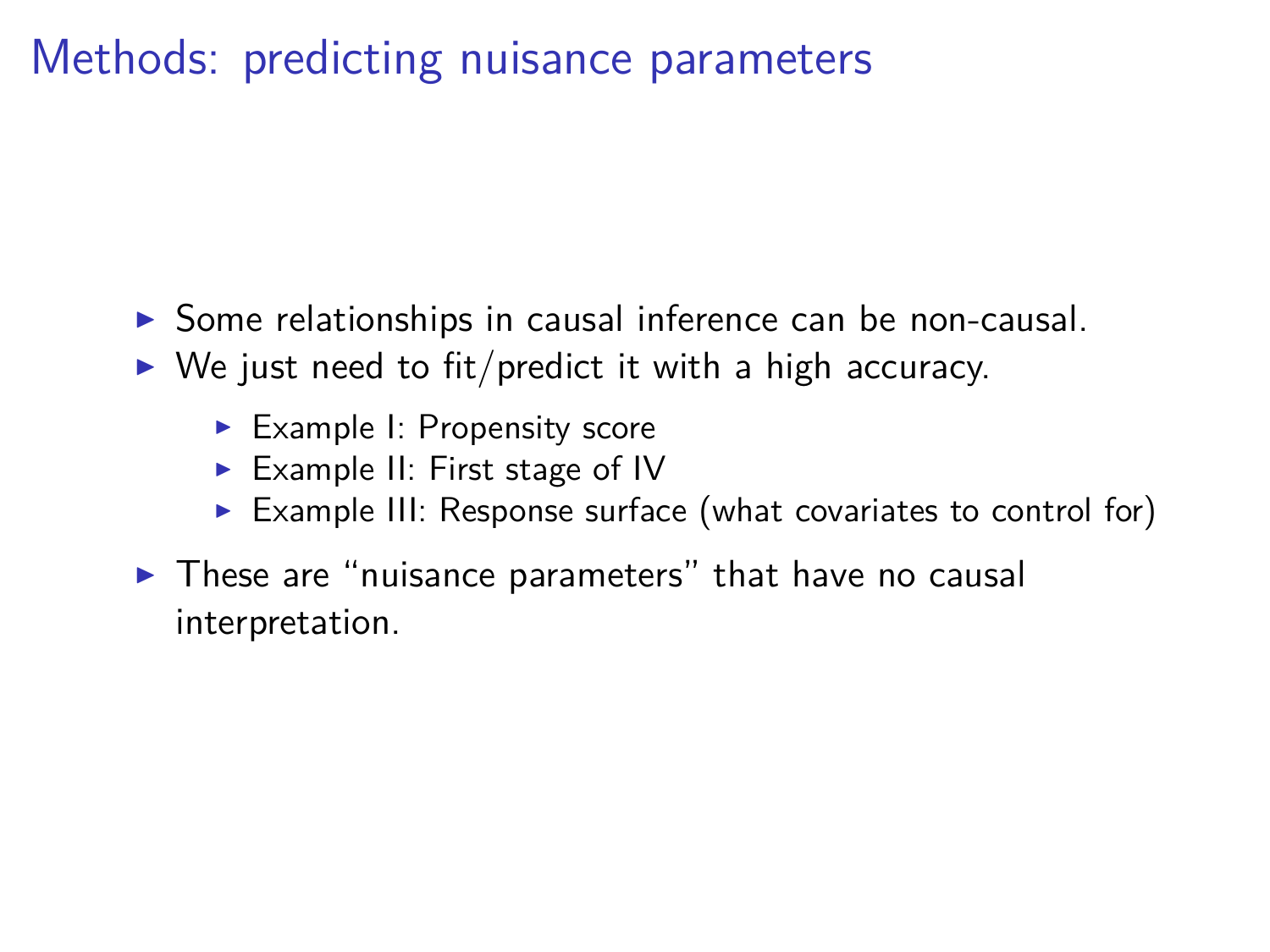# Methods: predicting nuisance parameters

- Some relationships in causal inference can be non-causal.
- We just need to fit/predict it with a high accuracy.
  - Example I: Propensity score
  - Example II: First stage of IV
  - Example III: Response surface (what covariates to control for)
- These are "nuisance parameters" that have no causal interpretation.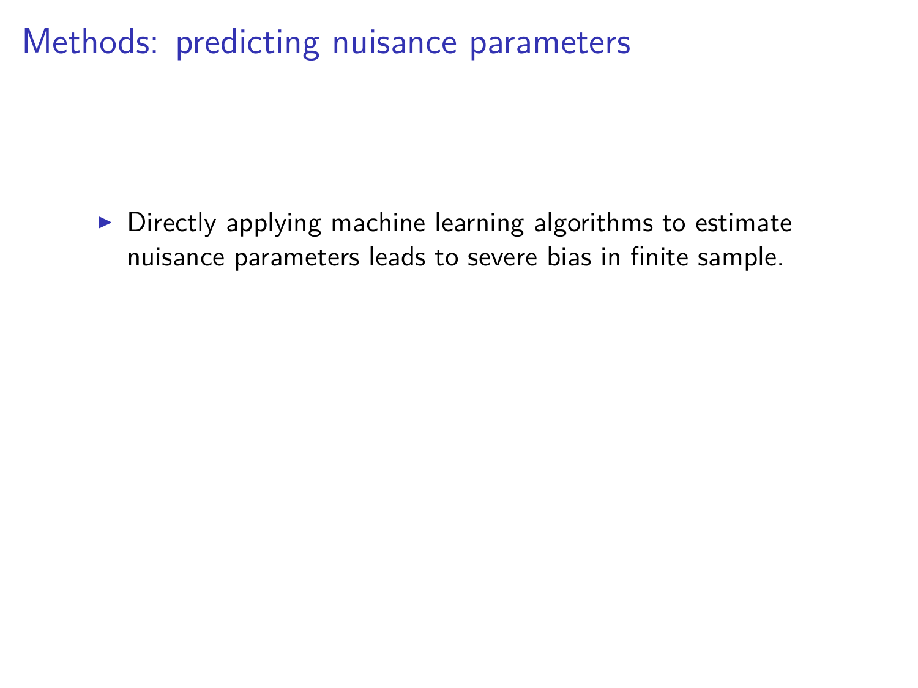# Methods: predicting nuisance parameters

- Directly applying machine learning algorithms to estimate nuisance parameters leads to severe bias in finite sample.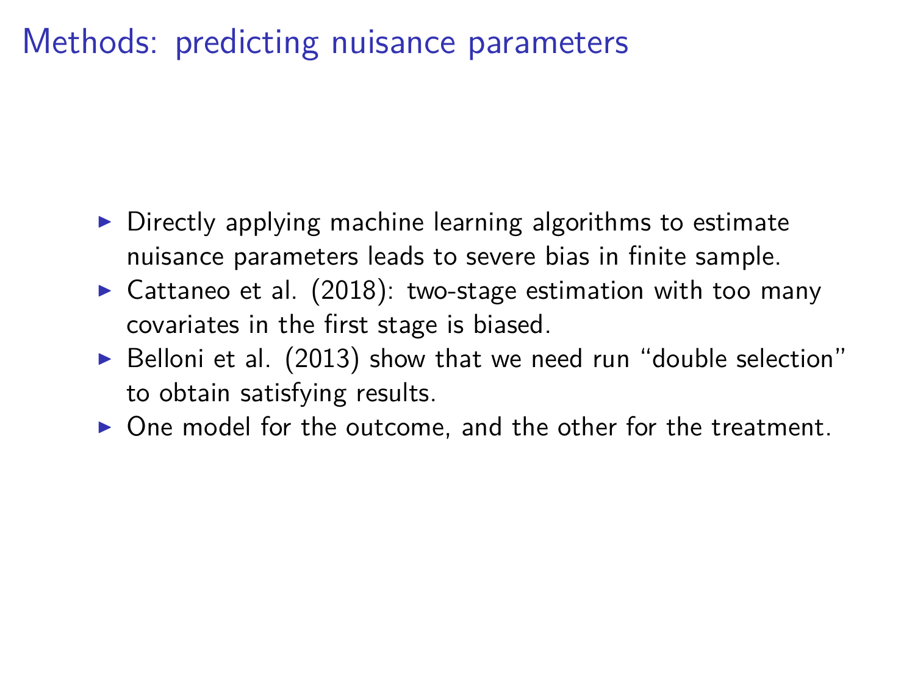# Methods: predicting nuisance parameters

- Directly applying machine learning algorithms to estimate nuisance parameters leads to severe bias in finite sample.
- Cattaneo et al. (2018): two-stage estimation with too many covariates in the first stage is biased.
- Belloni et al. (2013) show that we need run "double selection" to obtain satisfying results.
- One model for the outcome, and the other for the treatment.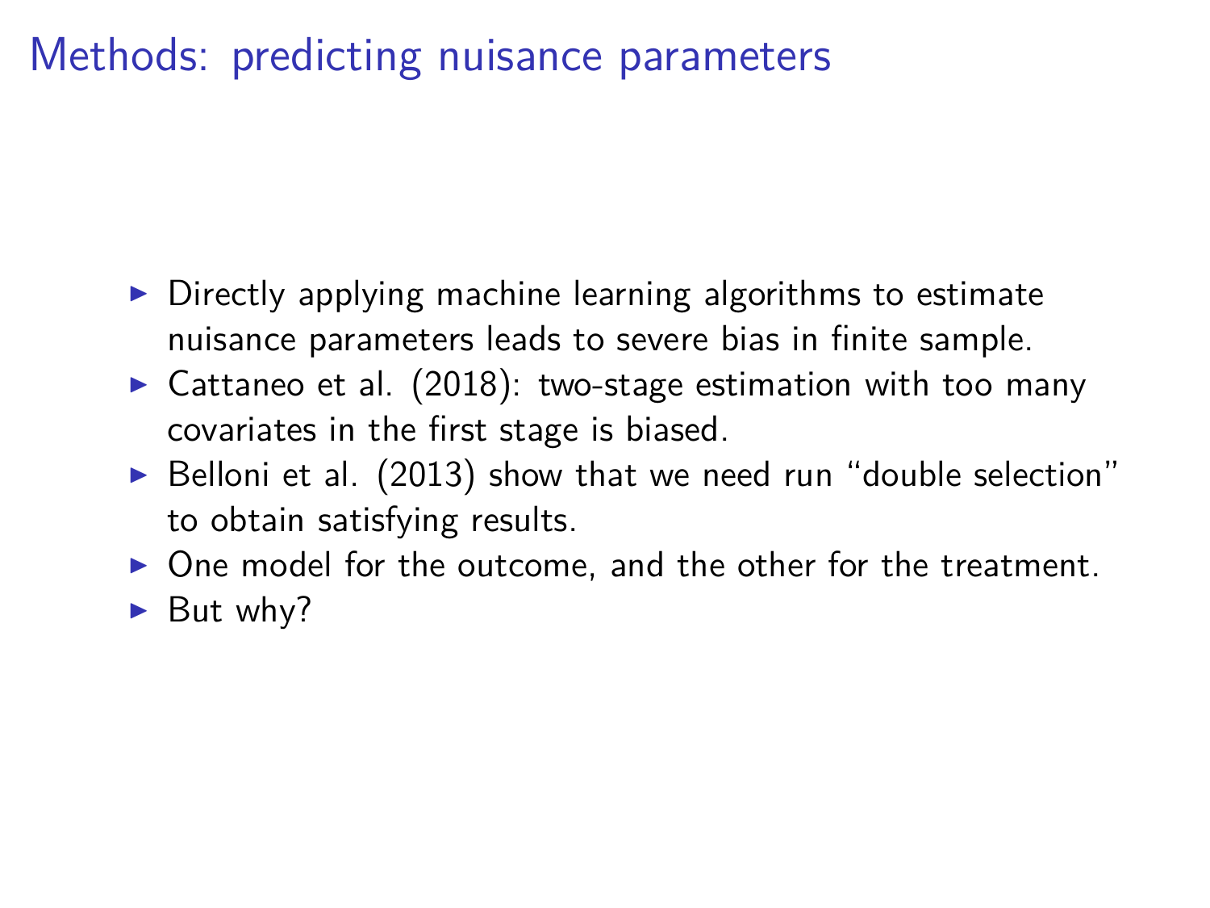# Methods: predicting nuisance parameters

- Directly applying machine learning algorithms to estimate nuisance parameters leads to severe bias in finite sample.
- Cattaneo et al. (2018): two-stage estimation with too many covariates in the first stage is biased.
- Belloni et al. (2013) show that we need run "double selection" to obtain satisfying results.
- One model for the outcome, and the other for the treatment.
- But why?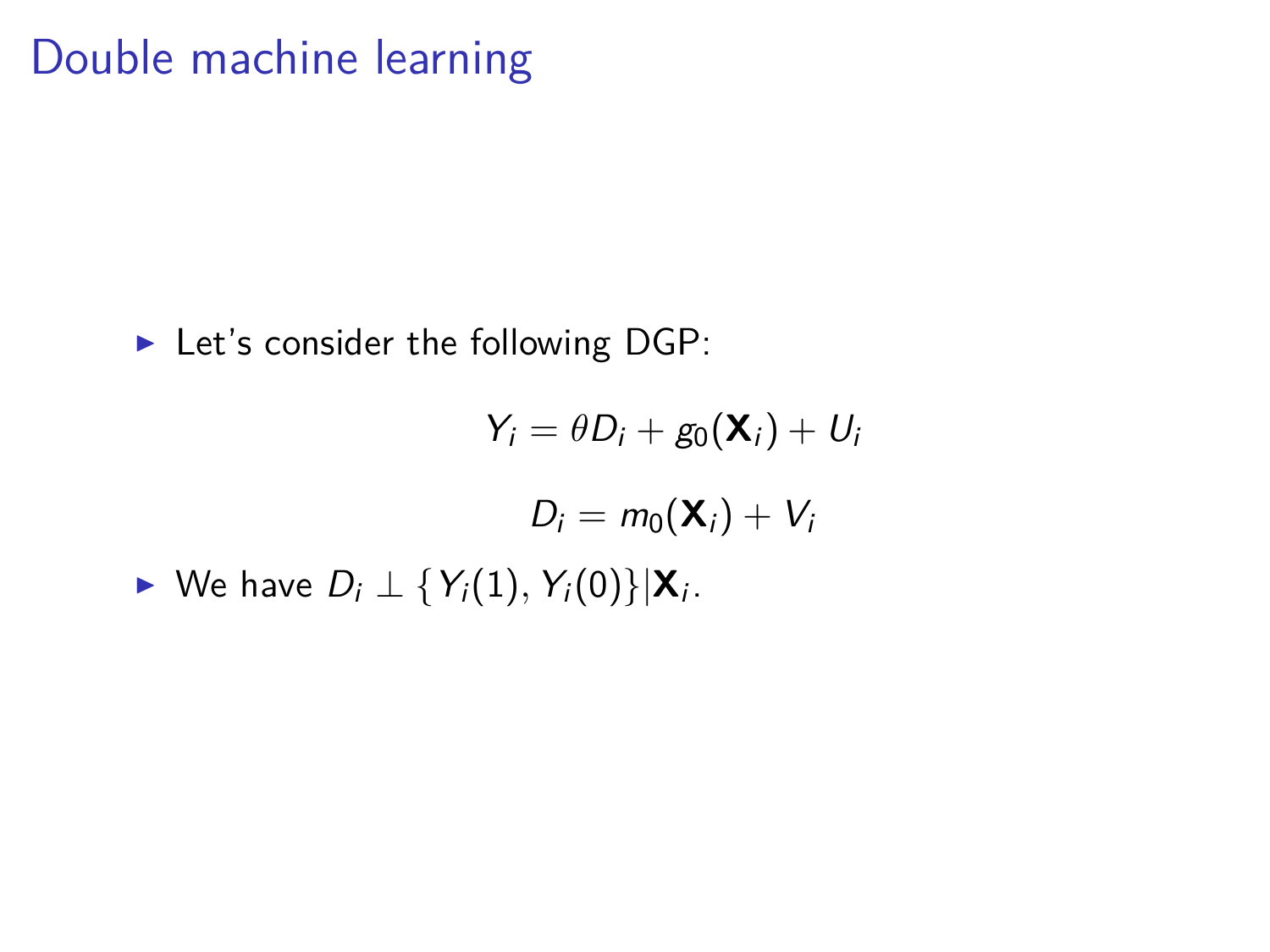# Double machine learning

- Let's consider the following DGP:

$$Y_i = \theta D_i + g_0(\mathbf{X}_i) + U_i$$

$$D_i = m_0(\mathbf{X}_i) + V_i$$

- We have $D_i \perp \{Y_i(1), Y_i(0)\} | \mathbf{X}_i$.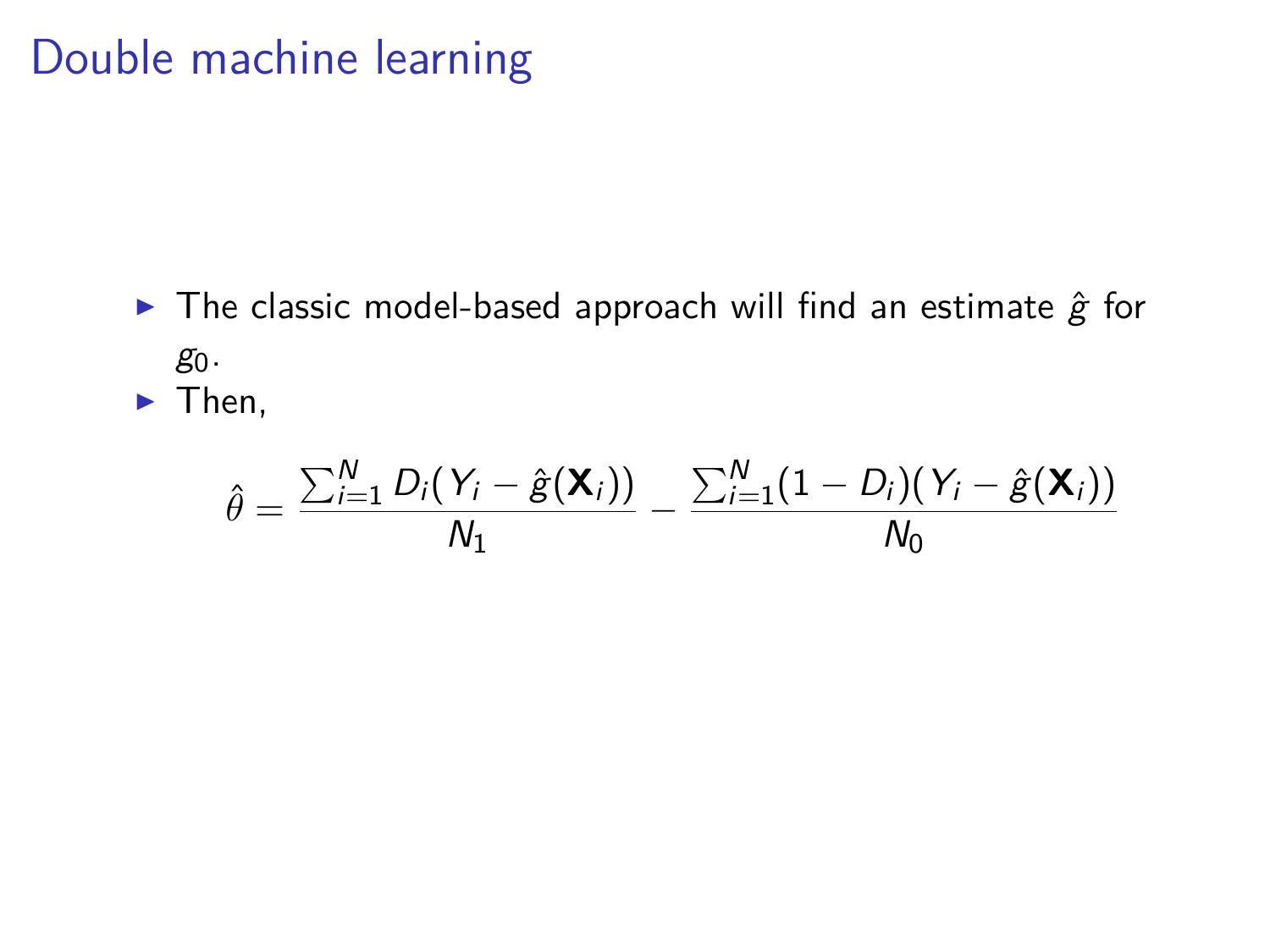# Double machine learning

- The classic model-based approach will find an estimate $\hat{g}$ for $g_0$.
- Then,

$$\hat{\theta} = \frac{\sum_{i=1}^{N} D_i(Y_i - \hat{g}(\mathbf{X}_i))}{N_1} - \frac{\sum_{i=1}^{N}(1 - D_i)(Y_i - \hat{g}(\mathbf{X}_i))}{N_0}$$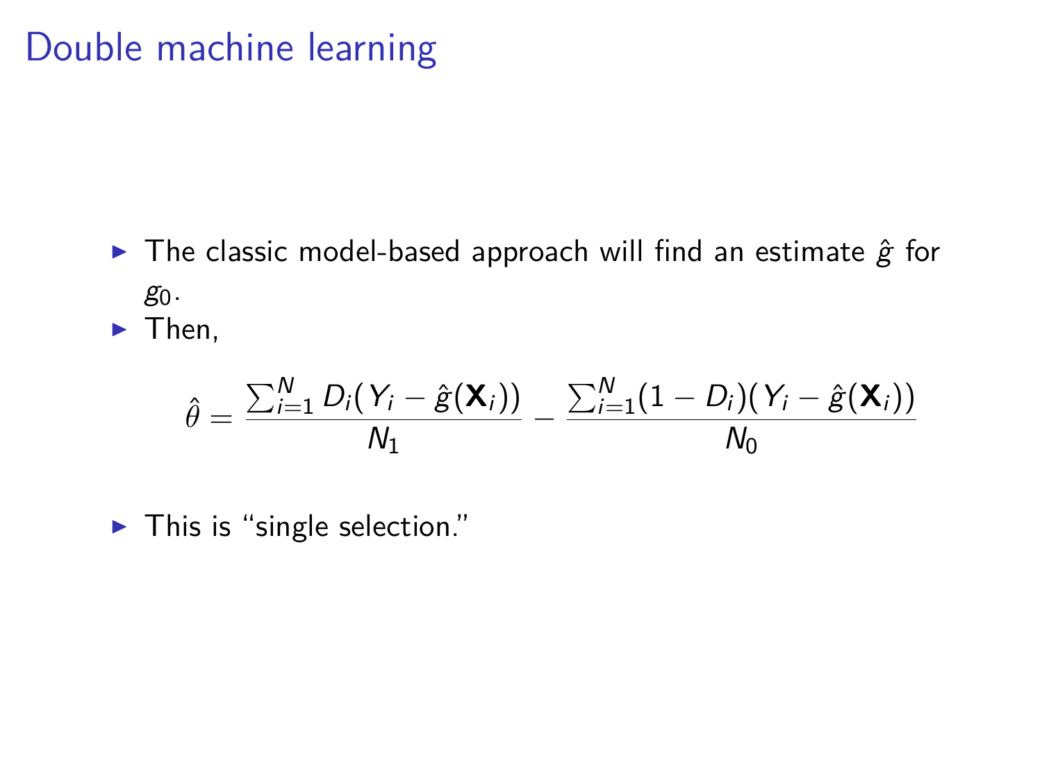# Double machine learning

- The classic model-based approach will find an estimate $\hat{g}$ for $g_0$.
- Then,

$$\hat{\theta} = \frac{\sum_{i=1}^{N} D_i(Y_i - \hat{g}(\mathbf{X}_i))}{N_1} - \frac{\sum_{i=1}^{N}(1 - D_i)(Y_i - \hat{g}(\mathbf{X}_i))}{N_0}$$

- This is "single selection."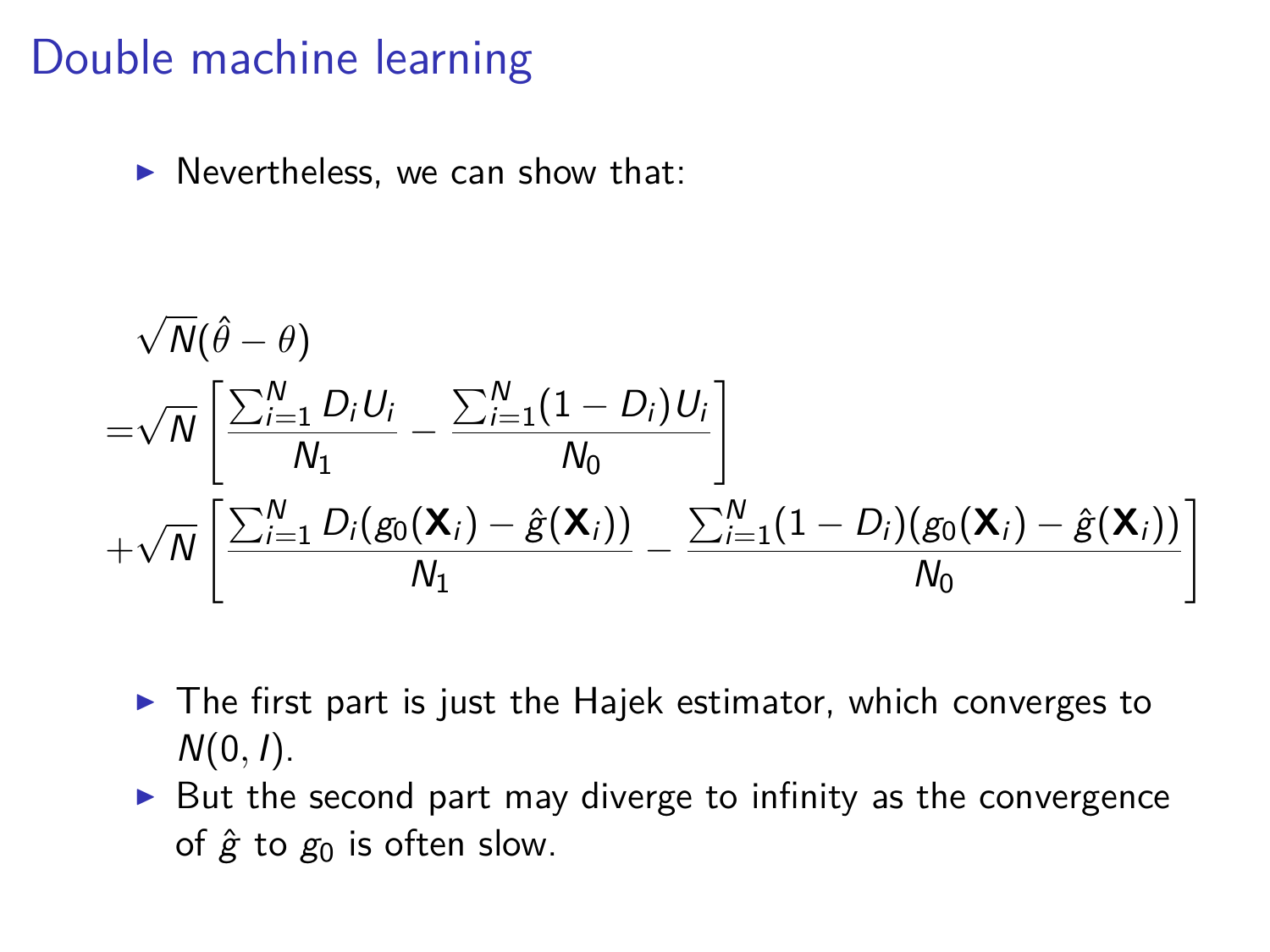# Double machine learning

- Nevertheless, we can show that:

$$
\begin{aligned}
&\sqrt{N}(\hat{\theta} - \theta) \\
=&\sqrt{N}\left[\frac{\sum_{i=1}^{N} D_i U_i}{N_1} - \frac{\sum_{i=1}^{N}(1 - D_i) U_i}{N_0}\right] \\
+&\sqrt{N}\left[\frac{\sum_{i=1}^{N} D_i(g_0(\mathbf{X}_i) - \hat{g}(\mathbf{X}_i))}{N_1} - \frac{\sum_{i=1}^{N}(1 - D_i)(g_0(\mathbf{X}_i) - \hat{g}(\mathbf{X}_i))}{N_0}\right]
\end{aligned}
$$

- The first part is just the Hajek estimator, which converges to $N(0, I)$.
- But the second part may diverge to infinity as the convergence of $\hat{g}$ to $g_0$ is often slow.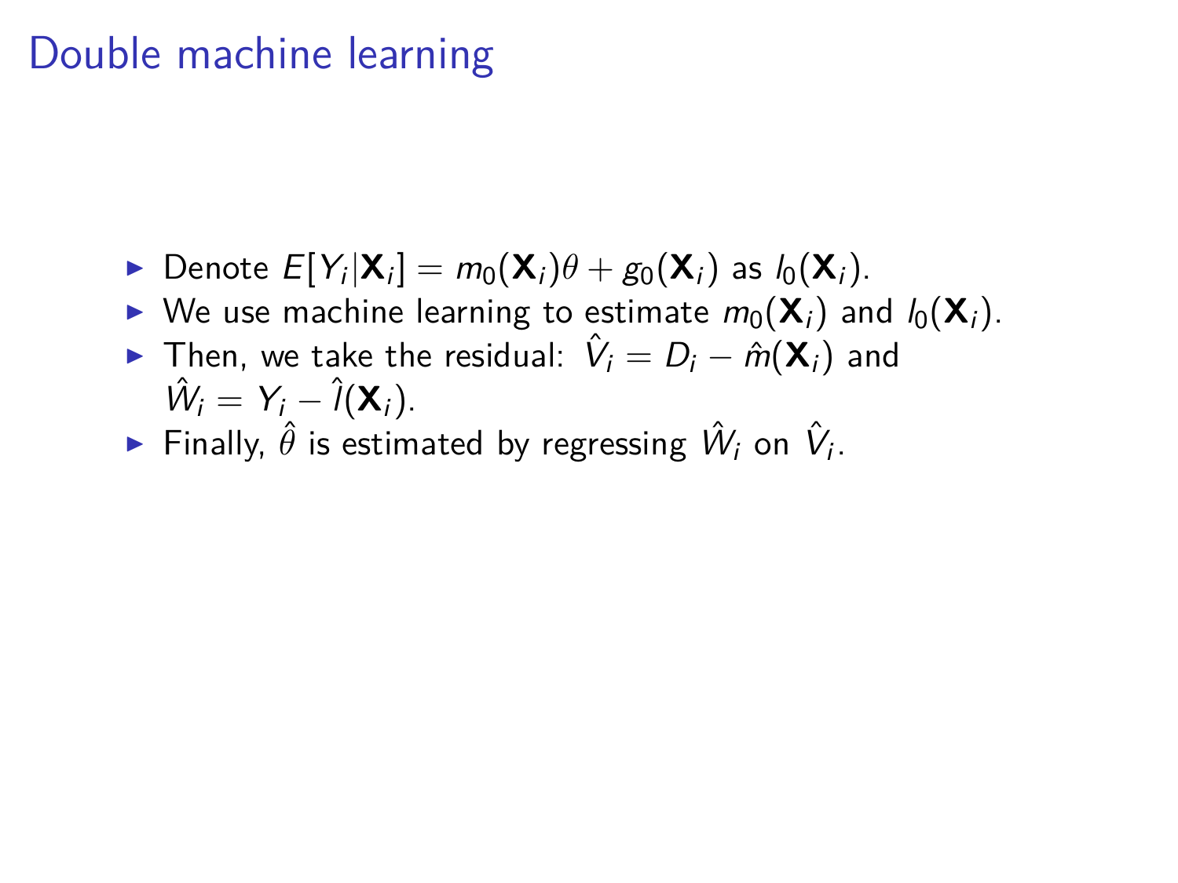# Double machine learning

- Denote $E[Y_i|\mathbf{X}_i] = m_0(\mathbf{X}_i)\theta + g_0(\mathbf{X}_i)$ as $l_0(\mathbf{X}_i)$.
- We use machine learning to estimate $m_0(\mathbf{X}_i)$ and $l_0(\mathbf{X}_i)$.
- Then, we take the residual: $\hat{V}_i = D_i - \hat{m}(\mathbf{X}_i)$ and $\hat{W}_i = Y_i - \hat{l}(\mathbf{X}_i)$.
- Finally, $\hat{\theta}$ is estimated by regressing $\hat{W}_i$ on $\hat{V}_i$.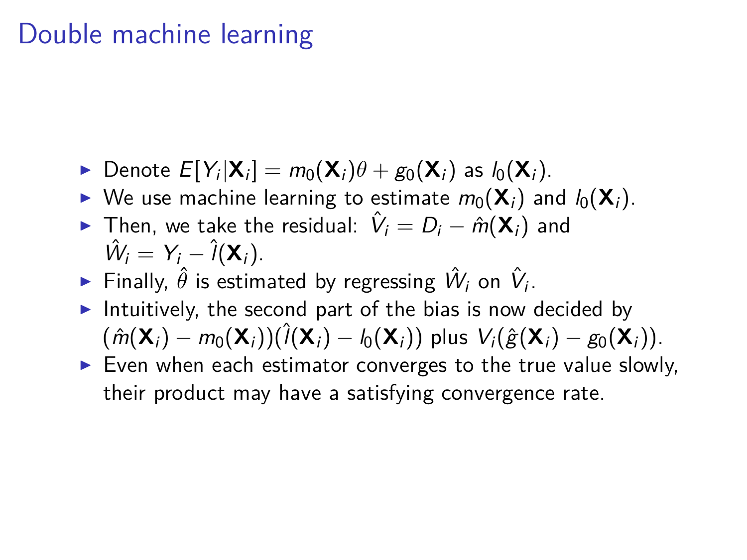# Double machine learning

- Denote $E[Y_i|\mathbf{X}_i] = m_0(\mathbf{X}_i)\theta + g_0(\mathbf{X}_i)$ as $l_0(\mathbf{X}_i)$.
- We use machine learning to estimate $m_0(\mathbf{X}_i)$ and $l_0(\mathbf{X}_i)$.
- Then, we take the residual: $\hat{V}_i = D_i - \hat{m}(\mathbf{X}_i)$ and $\hat{W}_i = Y_i - \hat{l}(\mathbf{X}_i)$.
- Finally, $\hat{\theta}$ is estimated by regressing $\hat{W}_i$ on $\hat{V}_i$.
- Intuitively, the second part of the bias is now decided by $(\hat{m}(\mathbf{X}_i) - m_0(\mathbf{X}_i))(\hat{l}(\mathbf{X}_i) - l_0(\mathbf{X}_i))$ plus $V_i(\hat{g}(\mathbf{X}_i) - g_0(\mathbf{X}_i))$.
- Even when each estimator converges to the true value slowly, their product may have a satisfying convergence rate.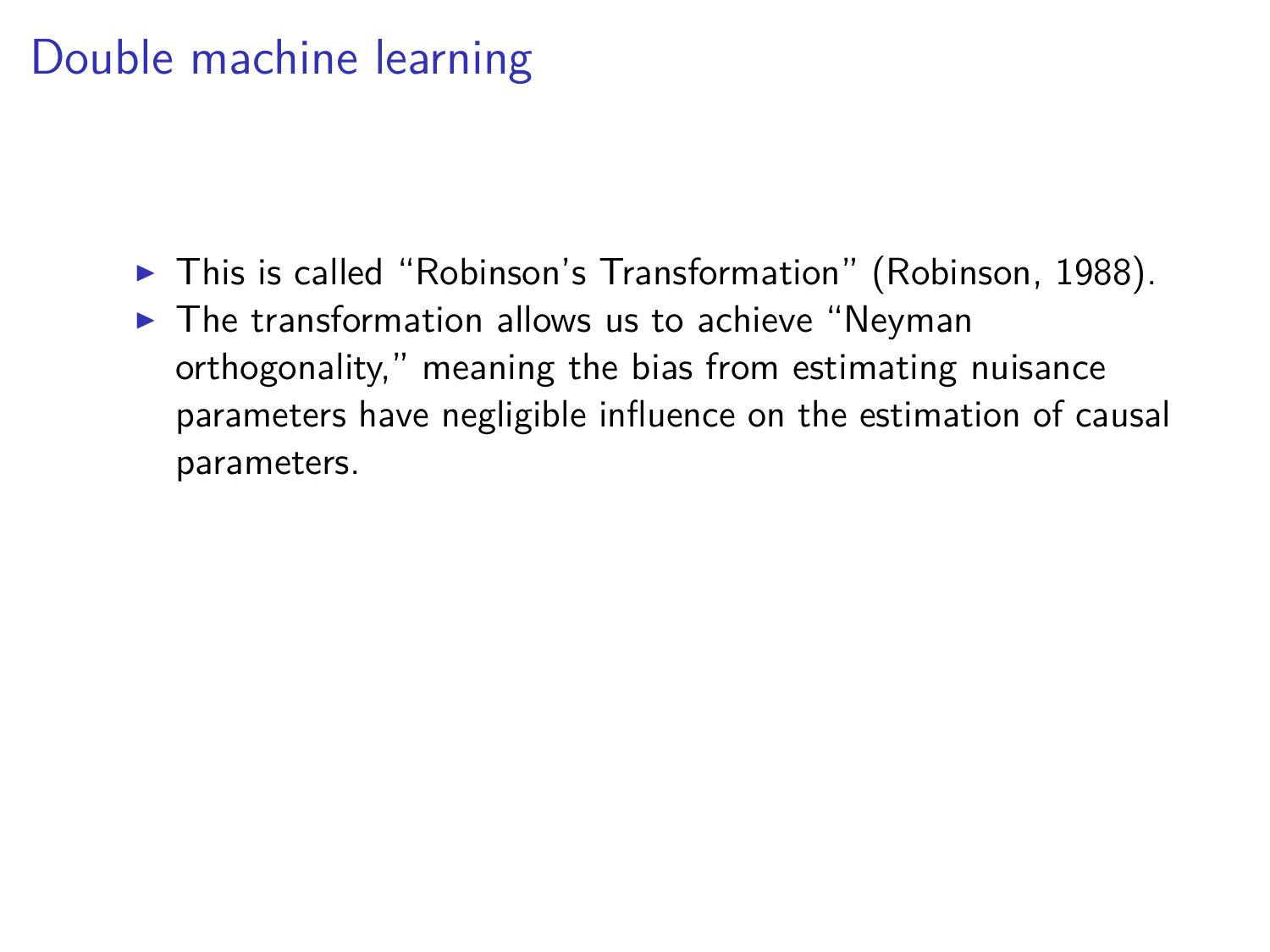# Double machine learning

- This is called “Robinson’s Transformation” (Robinson, 1988).
- The transformation allows us to achieve “Neyman orthogonality,” meaning the bias from estimating nuisance parameters have negligible influence on the estimation of causal parameters.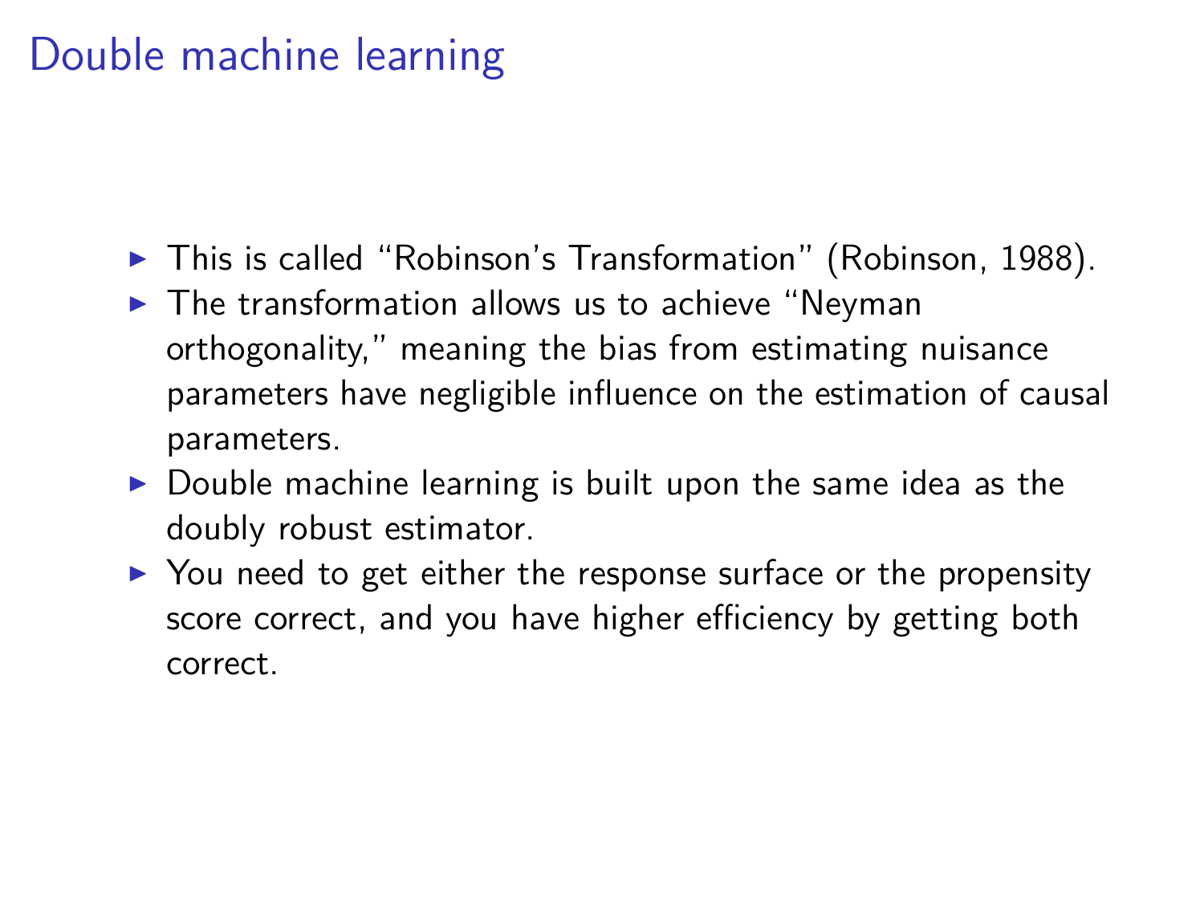# Double machine learning

- This is called “Robinson’s Transformation” (Robinson, 1988).
- The transformation allows us to achieve “Neyman orthogonality,” meaning the bias from estimating nuisance parameters have negligible influence on the estimation of causal parameters.
- Double machine learning is built upon the same idea as the doubly robust estimator.
- You need to get either the response surface or the propensity score correct, and you have higher efficiency by getting both correct.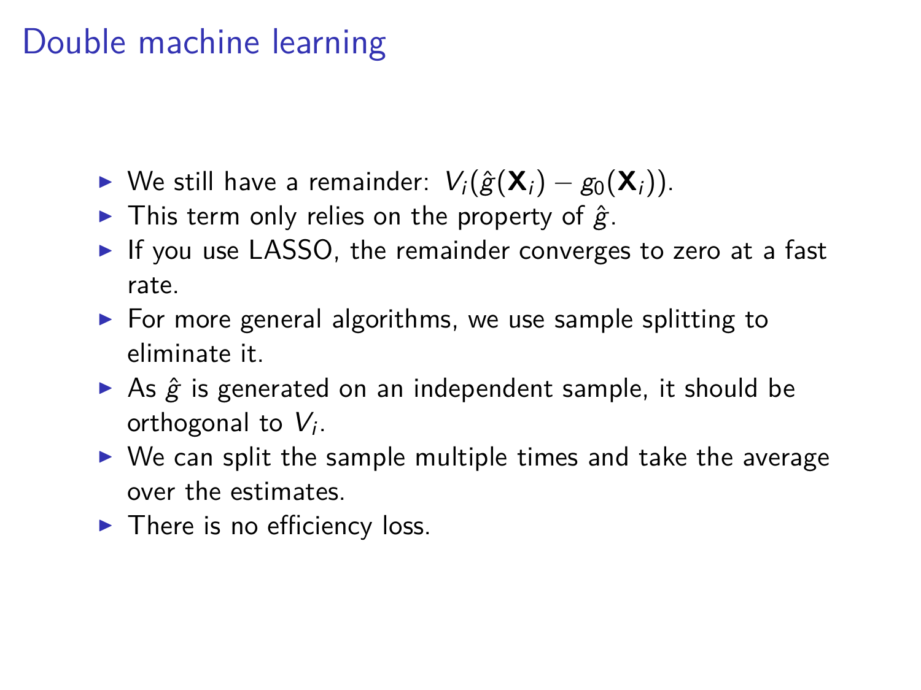# Double machine learning

- We still have a remainder: $V_i(\hat{g}(\mathbf{X}_i) - g_0(\mathbf{X}_i))$.
- This term only relies on the property of $\hat{g}$.
- If you use LASSO, the remainder converges to zero at a fast rate.
- For more general algorithms, we use sample splitting to eliminate it.
- As $\hat{g}$ is generated on an independent sample, it should be orthogonal to $V_i$.
- We can split the sample multiple times and take the average over the estimates.
- There is no efficiency loss.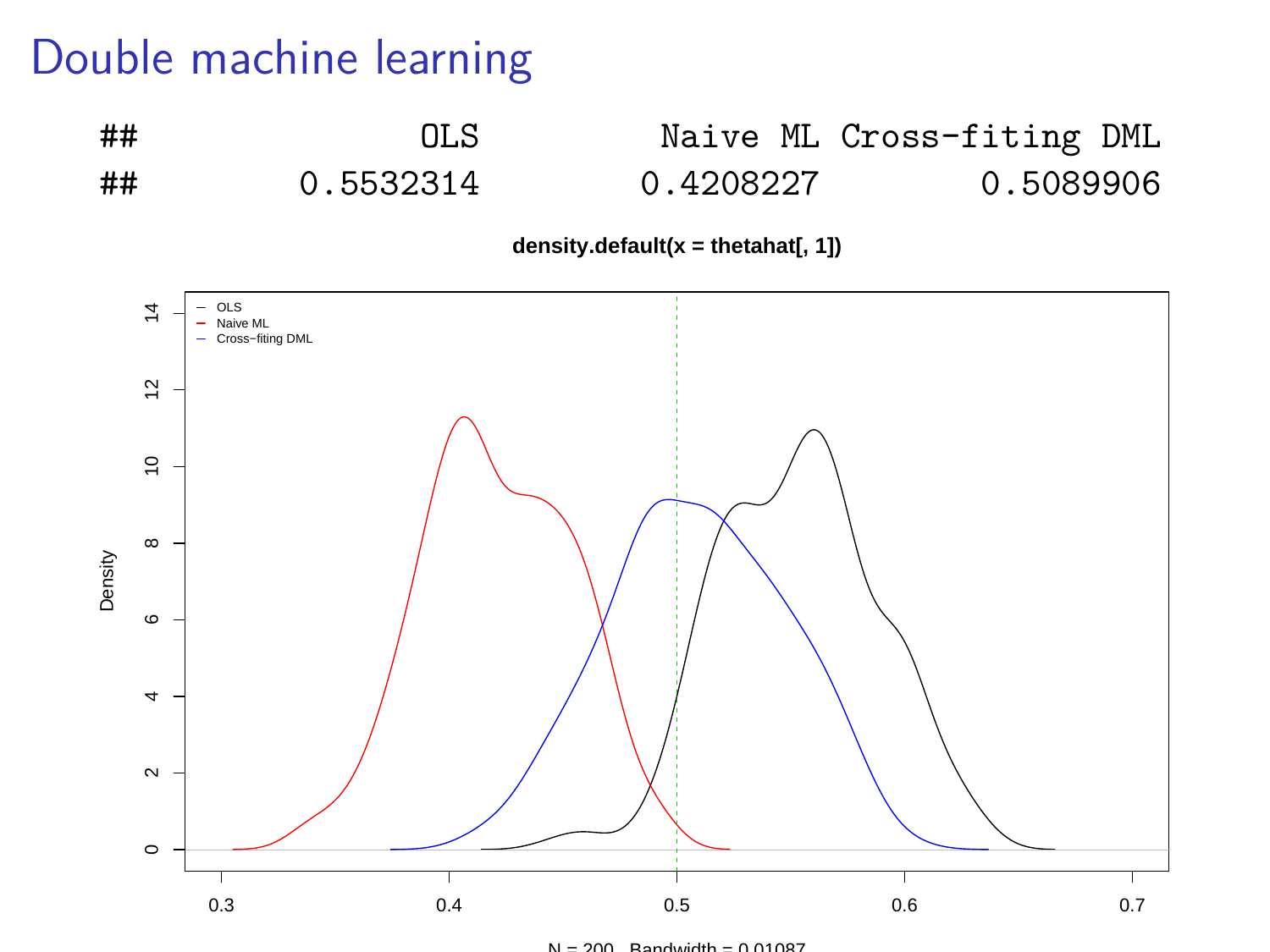# Double machine learning

```
##         OLS     Naive ML Cross-fiting DML
##   0.5532314    0.4208227        0.5089906
```

density.default(x = thetahat[, 1])

N = 200 Bandwidth = 0.01087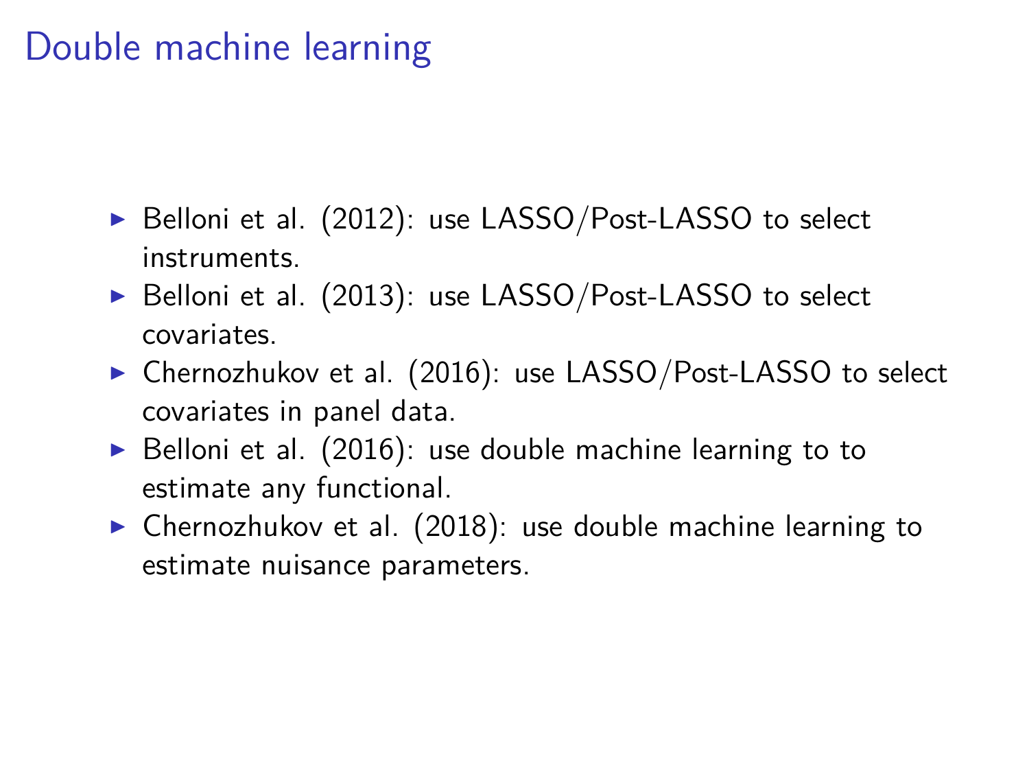# Double machine learning

- Belloni et al. (2012): use LASSO/Post-LASSO to select instruments.
- Belloni et al. (2013): use LASSO/Post-LASSO to select covariates.
- Chernozhukov et al. (2016): use LASSO/Post-LASSO to select covariates in panel data.
- Belloni et al. (2016): use double machine learning to to estimate any functional.
- Chernozhukov et al. (2018): use double machine learning to estimate nuisance parameters.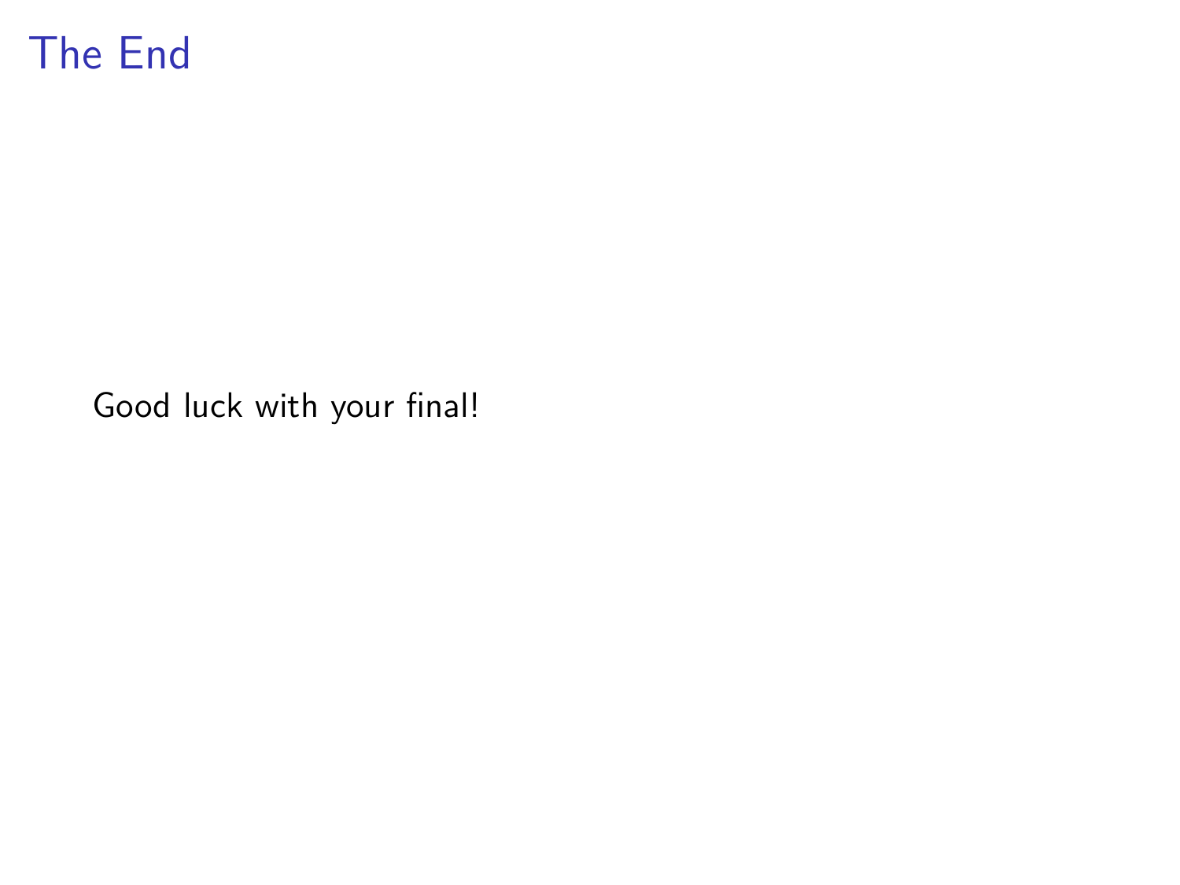# The End

Good luck with your final!